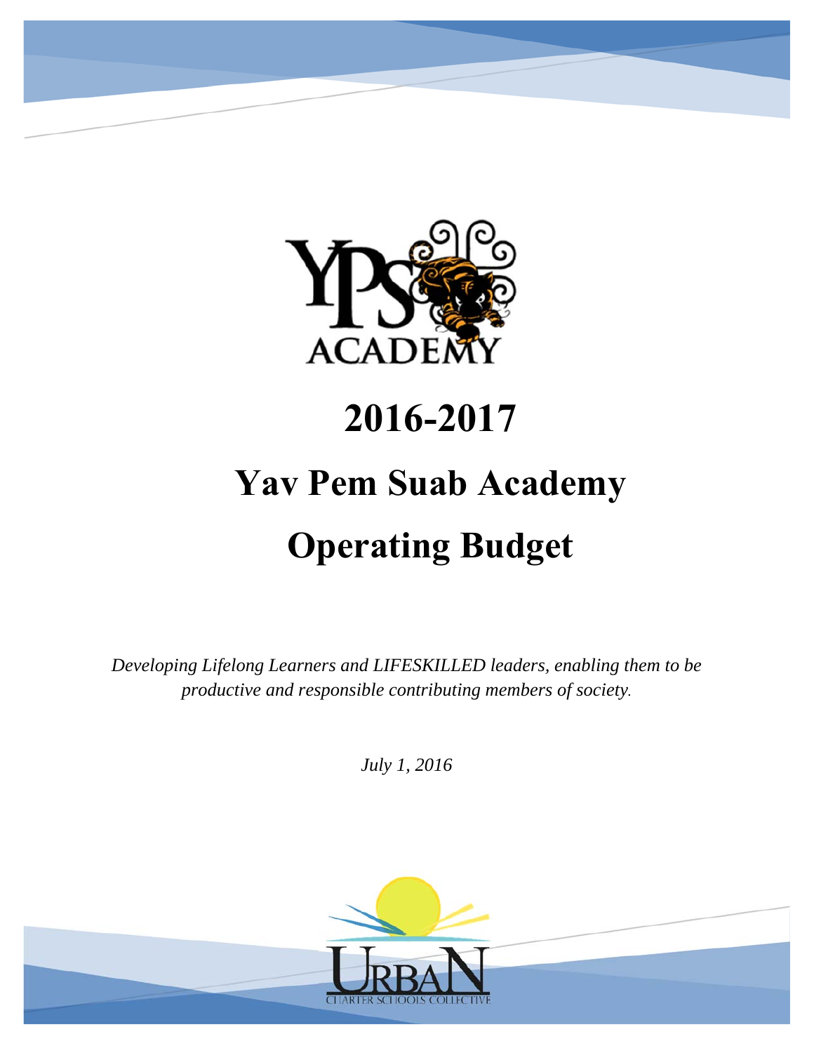# 2016-2017

# Yav Pem Suab Academy

# Operating Budget

*Developing Lifelong Learners and LIFESKILLED leaders, enabling them to be productive and responsible contributing members of society.*

*July 1, 2016*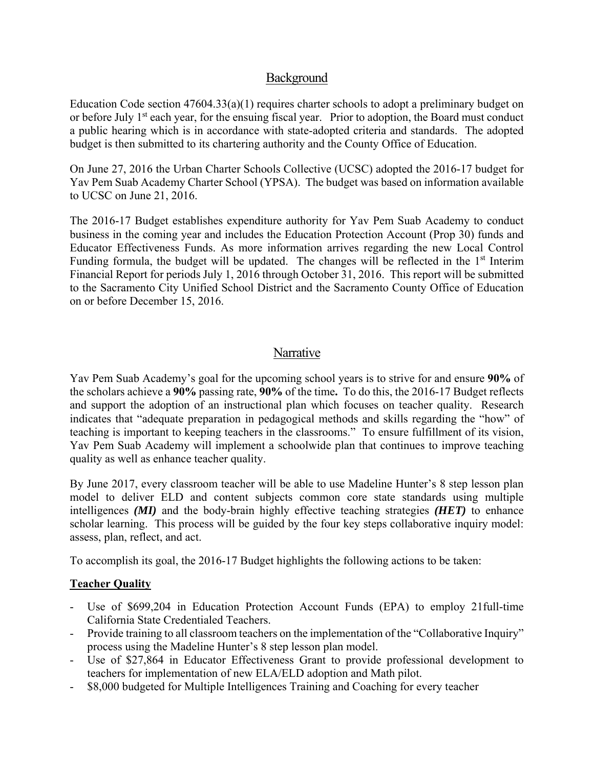## Background

Education Code section 47604.33(a)(1) requires charter schools to adopt a preliminary budget on or before July 1st each year, for the ensuing fiscal year. Prior to adoption, the Board must conduct a public hearing which is in accordance with state-adopted criteria and standards. The adopted budget is then submitted to its chartering authority and the County Office of Education.

On June 27, 2016 the Urban Charter Schools Collective (UCSC) adopted the 2016-17 budget for Yav Pem Suab Academy Charter School (YPSA). The budget was based on information available to UCSC on June 21, 2016.

The 2016-17 Budget establishes expenditure authority for Yav Pem Suab Academy to conduct business in the coming year and includes the Education Protection Account (Prop 30) funds and Educator Effectiveness Funds. As more information arrives regarding the new Local Control Funding formula, the budget will be updated. The changes will be reflected in the 1st Interim Financial Report for periods July 1, 2016 through October 31, 2016. This report will be submitted to the Sacramento City Unified School District and the Sacramento County Office of Education on or before December 15, 2016.

## Narrative

Yav Pem Suab Academy's goal for the upcoming school years is to strive for and ensure **90%** of the scholars achieve a **90%** passing rate, **90%** of the time**.** To do this, the 2016-17 Budget reflects and support the adoption of an instructional plan which focuses on teacher quality. Research indicates that "adequate preparation in pedagogical methods and skills regarding the "how" of teaching is important to keeping teachers in the classrooms." To ensure fulfillment of its vision, Yav Pem Suab Academy will implement a schoolwide plan that continues to improve teaching quality as well as enhance teacher quality.

By June 2017, every classroom teacher will be able to use Madeline Hunter's 8 step lesson plan model to deliver ELD and content subjects common core state standards using multiple intelligences ***(MI)*** and the body-brain highly effective teaching strategies ***(HET)*** to enhance scholar learning. This process will be guided by the four key steps collaborative inquiry model: assess, plan, reflect, and act.

To accomplish its goal, the 2016-17 Budget highlights the following actions to be taken:

**Teacher Quality**

- Use of $699,204 in Education Protection Account Funds (EPA) to employ 21full-time California State Credentialed Teachers.
- Provide training to all classroom teachers on the implementation of the "Collaborative Inquiry" process using the Madeline Hunter's 8 step lesson plan model.
- Use of $27,864 in Educator Effectiveness Grant to provide professional development to teachers for implementation of new ELA/ELD adoption and Math pilot.
- $8,000 budgeted for Multiple Intelligences Training and Coaching for every teacher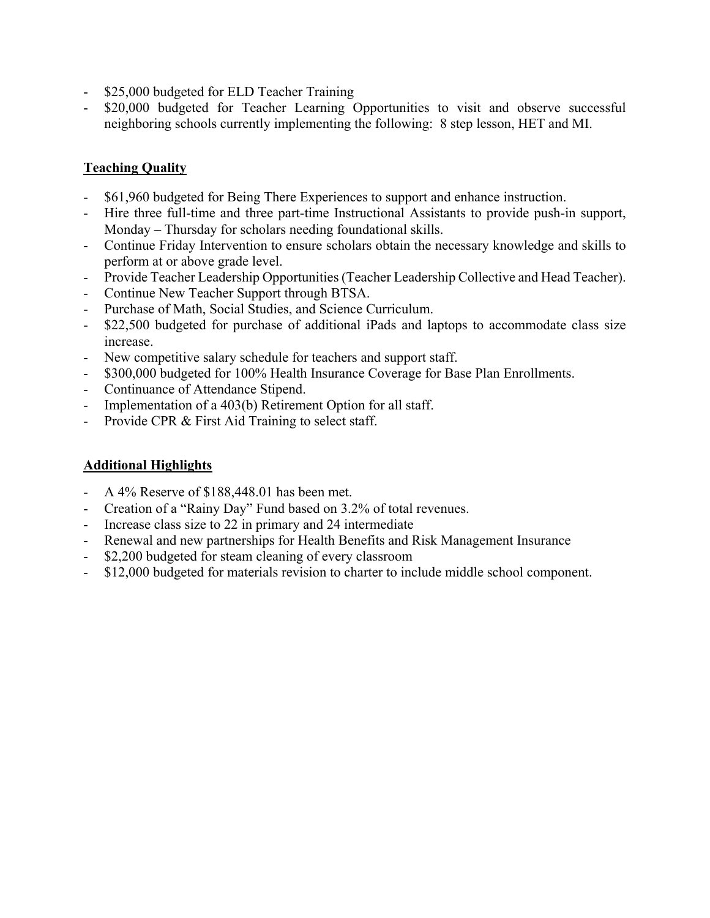- $25,000 budgeted for ELD Teacher Training
- $20,000 budgeted for Teacher Learning Opportunities to visit and observe successful neighboring schools currently implementing the following: 8 step lesson, HET and MI.

## Teaching Quality

- $61,960 budgeted for Being There Experiences to support and enhance instruction.
- Hire three full-time and three part-time Instructional Assistants to provide push-in support, Monday – Thursday for scholars needing foundational skills.
- Continue Friday Intervention to ensure scholars obtain the necessary knowledge and skills to perform at or above grade level.
- Provide Teacher Leadership Opportunities (Teacher Leadership Collective and Head Teacher).
- Continue New Teacher Support through BTSA.
- Purchase of Math, Social Studies, and Science Curriculum.
- $22,500 budgeted for purchase of additional iPads and laptops to accommodate class size increase.
- New competitive salary schedule for teachers and support staff.
- $300,000 budgeted for 100% Health Insurance Coverage for Base Plan Enrollments.
- Continuance of Attendance Stipend.
- Implementation of a 403(b) Retirement Option for all staff.
- Provide CPR & First Aid Training to select staff.

## Additional Highlights

- A 4% Reserve of $188,448.01 has been met.
- Creation of a "Rainy Day" Fund based on 3.2% of total revenues.
- Increase class size to 22 in primary and 24 intermediate
- Renewal and new partnerships for Health Benefits and Risk Management Insurance
- $2,200 budgeted for steam cleaning of every classroom
- $12,000 budgeted for materials revision to charter to include middle school component.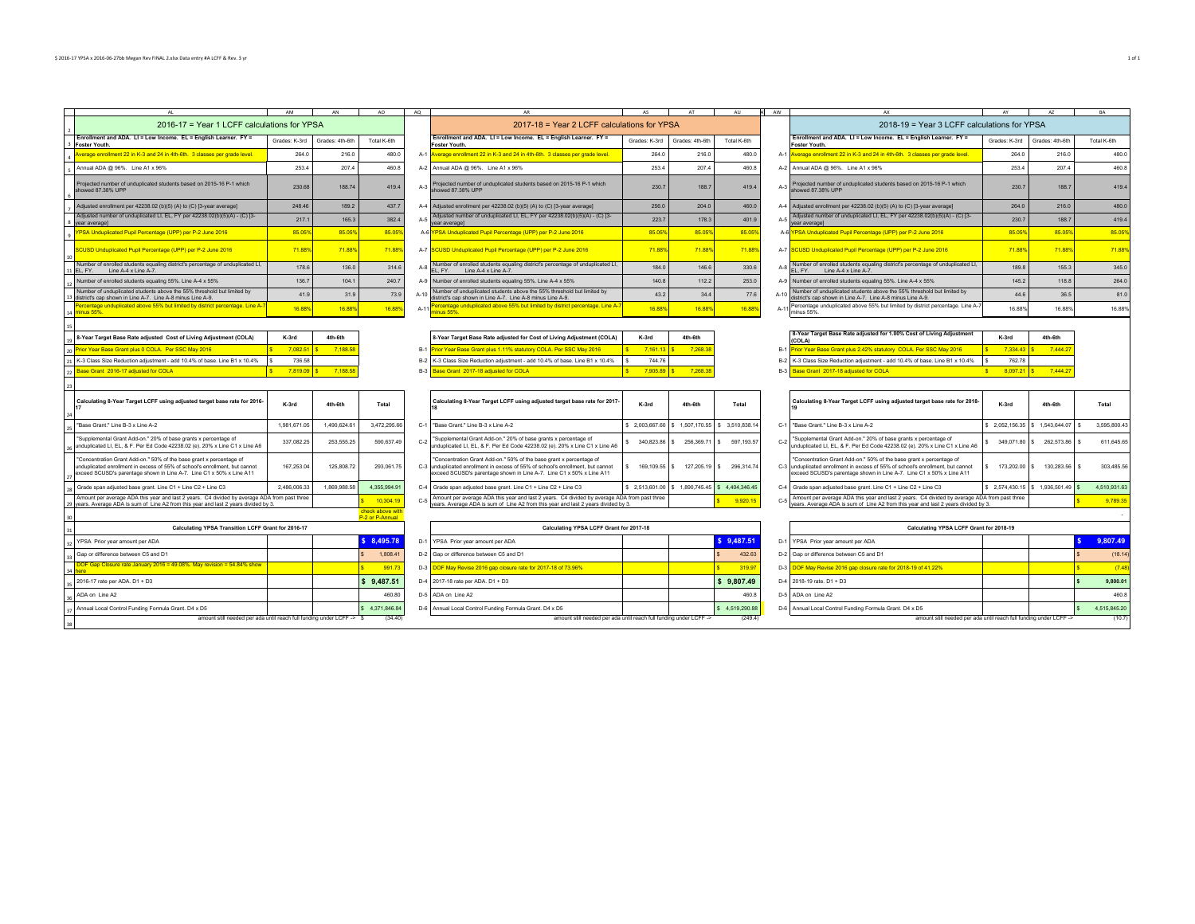## 2016-17 = Year 1 LCFF calculations for YPSA

| | Grades: K-3rd | Grades: 4th-6th | Total K-6th |
|---|---|---|---|
| Enrollment and ADA. LI = Low Income. EL = English Learner. FY = Foster Youth. | | | |
| Average enrollment 22 in K-3 and 24 in 4th-6th. 3 classes per grade level. | 264.0 | 216.0 | 480.0 |
| Annual ADA @ 96%. Line A1 x 96% | 253.4 | 207.4 | 460.8 |
| Projected number of unduplicated students based on 2015-16 P-1 which showed 87.38% UPP | 230.68 | 188.74 | 419.4 |
| Adjusted enrollment per 42238.02 (b)(5) (A) to (C) [3-year average] | 248.46 | 189.2 | 437.7 |
| Adjusted number of unduplicated LI, EL, FY per 42238.02(b)(5)(A) - (C) [3-year average] | 217.1 | 165.3 | 382.4 |
| YPSA Unduplicated Pupil Percentage (UPP) per P-2 June 2016 | 85.05% | 85.05% | 85.05% |
| SCUSD Unduplicated Pupil Percentage (UPP) per P-2 June 2016 | 71.88% | 71.88% | 71.88% |
| Number of enrolled students equaling district's percentage of unduplicated LI, EL, FY. Line A-4 x Line A-7. | 178.6 | 136.0 | 314.6 |
| Number of enrolled students equaling 55%. Line A-4 x 55% | 136.7 | 104.1 | 240.7 |
| Number of unduplicated students above the 55% threshold but limited by district's cap shown in Line A-7. Line A-8 minus Line A-9. | 41.9 | 31.9 | 73.9 |
| Percentage unduplicated above 55% but limited by district percentage. Line A-7 minus 55%. | 16.88% | 16.88% | 16.88% |

| 8-Year Target Base Rate adjusted Cost of Living Adjustment (COLA) | K-3rd | 4th-6th |
|---|---|---|
| Prior Year Base Grant plus 0 COLA. Per SSC May 2016 | $ 7,082.51 | $ 7,188.58 |
| K-3 Class Size Reduction adjustment - add 10.4% of base. Line B1 x 10.4% | $ 736.58 | |
| Base Grant 2016-17 adjusted for COLA | $ 7,819.09 | $ 7,188.58 |

| Calculating 8-Year Target LCFF using adjusted target base rate for 2016-17 | K-3rd | 4th-6th | Total |
|---|---|---|---|
| "Base Grant." Line B-3 x Line A-2 | 1,981,671.05 | 1,490,624.61 | 3,472,295.66 |
| "Supplemental Grant Add-on." 20% of base grants x percentage of unduplicated LI, EL, & F. Per Ed Code 42238.02 (e). 20% x Line C1 x Line A6 | 337,082.25 | 253,555.25 | 590,637.49 |
| "Concentration Grant Add-on." 50% of the base grant x percentage of unduplicated enrollment in excess of 55% of school's enrollment, but cannot exceed SCUSD's parentage shown in Line A-7. Line C1 x 50% x Line A11 | 167,253.04 | 125,808.72 | 293,061.75 |
| Grade span adjusted base grant. Line C1 + Line C2 + Line C3 | 2,486,006.33 | 1,869,988.58 | 4,355,994.91 |
| Amount per average ADA this year and last 2 years. C4 divided by average ADA from past three years. Average ADA is sum of Line A2 from this year and last 2 years divided by 3. | | | $ 10,304.19 |
| | | | check above with P-2 or P-Annual |

| Calculating YPSA Transition LCFF Grant for 2016-17 | |
|---|---|
| YPSA Prior year amount per ADA | $ 8,495.78 |
| Gap or difference between C5 and D1 | $ 1,808.41 |
| DOF Gap Closure rate January 2016 = 49.08%. May revision = 54.84% show here | $ 991.73 |
| 2016-17 rate per ADA. D1 + D3 | $ 9,487.51 |
| ADA on Line A2 | 460.80 |
| Annual Local Control Funding Formula Grant. D4 x D5 | $ 4,371,846.84 |
| amount still needed per ada until reach full funding under LCFF -> | $ (34.40) |

## 2017-18 = Year 2 LCFF calculations for YPSA

| | | Grades: K-3rd | Grades: 4th-6th | Total K-6th |
|---|---|---|---|---|
| | Enrollment and ADA. LI = Low Income. EL = English Learner. FY = Foster Youth. | | | |
| A-1 | Average enrollment 22 in K-3 and 24 in 4th-6th. 3 classes per grade level. | 264.0 | 216.0 | 480.0 |
| A-2 | Annual ADA @ 96%. Line A1 x 96% | 253.4 | 207.4 | 460.8 |
| A-3 | Projected number of unduplicated students based on 2015-16 P-1 which showed 87.38% UPP | 230.7 | 188.7 | 419.4 |
| A-4 | Adjusted enrollment per 42238.02 (b)(5) (A) to (C) [3-year average] | 256.0 | 204.0 | 460.0 |
| A-5 | Adjusted number of unduplicated LI, EL, FY per 42238.02(b)(5)(A) - (C) [3-year average] | 223.7 | 178.3 | 401.9 |
| A-6 | YPSA Unduplicated Pupil Percentage (UPP) per P-2 June 2016 | 85.05% | 85.05% | 85.05% |
| A-7 | SCUSD Unduplicated Pupil Percentage (UPP) per P-2 June 2016 | 71.88% | 71.88% | 71.88% |
| A-8 | Number of enrolled students equaling district's percentage of unduplicated LI, EL, FY. Line A-4 x Line A-7. | 184.0 | 146.6 | 330.6 |
| A-9 | Number of enrolled students equaling 55%. Line A-4 x 55% | 140.8 | 112.2 | 253.0 |
| A-10 | Number of unduplicated students above the 55% threshold but limited by district's cap shown in Line A-7. Line A-8 minus Line A-9. | 43.2 | 34.4 | 77.6 |
| A-11 | Percentage unduplicated above 55% but limited by district percentage. Line A-7 minus 55%. | 16.88% | 16.88% | 16.88% |

| | 8-Year Target Base Rate adjusted for Cost of Living Adjustment (COLA) | K-3rd | 4th-6th |
|---|---|---|---|
| B-1 | Prior Year Base Grant plus 1.11% statutory COLA. Per SSC May 2016 | $ 7,161.13 | $ 7,268.38 |
| B-2 | K-3 Class Size Reduction adjustment - add 10.4% of base. Line B1 x 10.4% | $ 744.76 | |
| B-3 | Base Grant 2017-18 adjusted for COLA | $ 7,905.89 | $ 7,268.38 |

| | Calculating 8-Year Target LCFF using adjusted target base rate for 2017-18 | K-3rd | 4th-6th | Total |
|---|---|---|---|---|
| C-1 | "Base Grant." Line B-3 x Line A-2 | $ 2,003,667.60 | $ 1,507,170.55 | $ 3,510,838.14 |
| C-2 | "Supplemental Grant Add-on." 20% of base grants x percentage of unduplicated LI, EL, & F. Per Ed Code 42238.02 (e). 20% x Line C1 x Line A6 | $ 340,823.86 | $ 256,369.71 | $ 597,193.57 |
| C-3 | "Concentration Grant Add-on." 50% of the base grant x percentage of unduplicated enrollment in excess of 55% of school's enrollment, but cannot exceed SCUSD's parentage shown in Line A-7. Line C1 x 50% x Line A11 | $ 169,109.55 | $ 127,205.19 | $ 296,314.74 |
| C-4 | Grade span adjusted base grant. Line C1 + Line C2 + Line C3 | $ 2,513,601.00 | $ 1,890,745.45 | $ 4,404,346.45 |
| C-5 | Amount per average ADA this year and last 2 years. C4 divided by average ADA from past three years. Average ADA is sum of Line A2 from this year and last 2 years divided by 3. | | | $ 9,920.15 |

| | Calculating YPSA LCFF Grant for 2017-18 | |
|---|---|---|
| D-1 | YPSA Prior year amount per ADA | $ 9,487.51 |
| D-2 | Gap or difference between C5 and D1 | $ 432.63 |
| D-3 | DOF May Revise 2016 gap closure rate for 2017-18 of 73.96% | $ 319.97 |
| D-4 | 2017-18 rate per ADA. D1 + D3 | $ 9,807.49 |
| D-5 | ADA on Line A2 | 460.8 |
| D-6 | Annual Local Control Funding Formula Grant. D4 x D5 | $ 4,519,290.88 |
| | amount still needed per ada until reach full funding under LCFF -> | (249.4) |

## 2018-19 = Year 3 LCFF calculations for YPSA

| | | Grades: K-3rd | Grades: 4th-6th | Total K-6th |
|---|---|---|---|---|
| | Enrollment and ADA. LI = Low Income. EL = English Learner. FY = Foster Youth. | | | |
| A-1 | Average enrollment 22 in K-3 and 24 in 4th-6th. 3 classes per grade level. | 264.0 | 216.0 | 480.0 |
| A-2 | Annual ADA @ 96%. Line A1 x 96% | 253.4 | 207.4 | 460.8 |
| A-3 | Projected number of unduplicated students based on 2015-16 P-1 which showed 87.38% UPP | 230.7 | 188.7 | 419.4 |
| A-4 | Adjusted enrollment per 42238.02 (b)(5) (A) to (C) [3-year average] | 264.0 | 216.0 | 480.0 |
| A-5 | Adjusted number of unduplicated LI, EL, FY per 42238.02(b)(5)(A) - (C) [3-year average] | 230.7 | 188.7 | 419.4 |
| A-6 | YPSA Unduplicated Pupil Percentage (UPP) per P-2 June 2016 | 85.05% | 85.05% | 85.05% |
| A-7 | SCUSD Unduplicated Pupil Percentage (UPP) per P-2 June 2016 | 71.88% | 71.88% | 71.88% |
| A-8 | Number of enrolled students equaling district's percentage of unduplicated LI, EL, FY. Line A-4 x Line A-7. | 189.8 | 155.3 | 345.0 |
| A-9 | Number of enrolled students equaling 55%. Line A-4 x 55% | 145.2 | 118.8 | 264.0 |
| A-10 | Number of unduplicated students above the 55% threshold but limited by district's cap shown in Line A-7. Line A-8 minus Line A-9. | 44.6 | 36.5 | 81.0 |
| A-11 | Percentage unduplicated above 55% but limited by district percentage. Line A-7 minus 55%. | 16.88% | 16.88% | 16.88% |

| | 8-Year Target Base Rate adjusted for 1.00% Cost of Living Adjustment (COLA) | K-3rd | 4th-6th |
|---|---|---|---|
| B-1 | Prior Year Base Grant plus 2.42% statutory COLA. Per SSC May 2016 | $ 7,334.43 | $ 7,444.27 |
| B-2 | K-3 Class Size Reduction adjustment - add 10.4% of base. Line B1 x 10.4% | $ 762.78 | |
| B-3 | Base Grant 2017-18 adjusted for COLA | $ 8,097.21 | $ 7,444.27 |

| | Calculating 8-Year Target LCFF using adjusted target base rate for 2018-19 | K-3rd | 4th-6th | Total |
|---|---|---|---|---|
| C-1 | "Base Grant." Line B-3 x Line A-2 | $ 2,052,156.35 | $ 1,543,644.07 | $ 3,595,800.43 |
| C-2 | "Supplemental Grant Add-on." 20% of base grants x percentage of unduplicated LI, EL, & F. Per Ed Code 42238.02 (e). 20% x Line C1 x Line A6 | $ 349,071.80 | $ 262,573.86 | $ 611,645.65 |
| C-3 | "Concentration Grant Add-on." 50% of the base grant x percentage of unduplicated enrollment in excess of 55% of school's enrollment, but cannot exceed SCUSD's parentage shown in Line A-7. Line C1 x 50% x Line A11 | $ 173,202.00 | $ 130,283.56 | $ 303,485.56 |
| C-4 | Grade span adjusted base grant. Line C1 + Line C2 + Line C3 | $ 2,574,430.15 | $ 1,936,501.49 | $ 4,510,931.63 |
| C-5 | Amount per average ADA this year and last 2 years. C4 divided by average ADA from past three years. Average ADA is sum of Line A2 from this year and last 2 years divided by 3. | | | $ 9,789.35 |
| | | | | - |

| | Calculating YPSA LCFF Grant for 2018-19 | |
|---|---|---|
| D-1 | YPSA Prior year amount per ADA | $ 9,807.49 |
| D-2 | Gap or difference between C5 and D1 | $ (18.14) |
| D-3 | DOF May Revise 2016 gap closure rate for 2018-19 of 41.22% | $ (7.48) |
| D-4 | 2018-19 rate. D1 + D3 | $ 9,800.01 |
| D-5 | ADA on Line A2 | 460.8 |
| D-6 | Annual Local Control Funding Formula Grant. D4 x D5 | $ 4,515,845.20 |
| | amount still needed per ada until reach full funding under LCFF -> | (10.7) |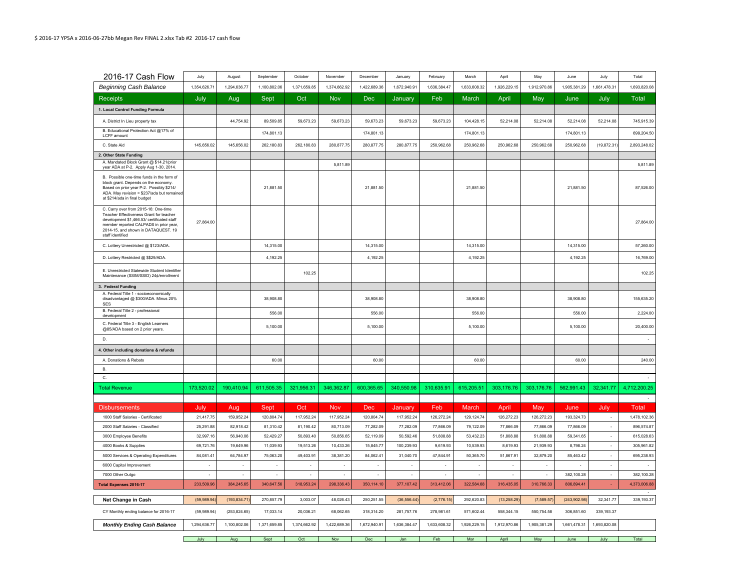$ 2016-17 YPSA x 2016-06-27bb Megan Rev FINAL 2.xlsx Tab #2 2016-17 cash flow

| 2016-17 Cash Flow | July | August | September | October | November | December | January | February | March | April | May | June | July | Total |
|---|---|---|---|---|---|---|---|---|---|---|---|---|---|---|
| *Beginning Cash Balance* | 1,354,626.71 | 1,294,636.77 | 1,100,802.06 | 1,371,659.85 | 1,374,662.92 | 1,422,689.36 | 1,672,940.91 | 1,636,384.47 | 1,633,608.32 | 1,926,229.15 | 1,912,970.86 | 1,905,381.29 | 1,661,478.31 | 1,693,820.08 |
| Receipts | July | Aug | Sept | Oct | Nov | Dec | January | Feb | March | April | May | June | July | Total |
| **1. Local Control Funding Formula** | | | | | | | | | | | | | | |
| A. District In Lieu property tax | | 44,754.92 | 89,509.85 | 59,673.23 | 59,673.23 | 59,673.23 | 59,673.23 | 59,673.23 | 104,428.15 | 52,214.08 | 52,214.08 | 52,214.08 | 52,214.08 | 745,915.39 |
| B. Educational Protection Act @17% of LCFF amount | | | 174,801.13 | | | 174,801.13 | | | 174,801.13 | | | 174,801.13 | | 699,204.50 |
| C. State Aid | 145,656.02 | 145,656.02 | 262,180.83 | 262,180.83 | 280,877.75 | 280,877.75 | 280,877.75 | 250,962.68 | 250,962.68 | 250,962.68 | 250,962.68 | 250,962.68 | (19,872.31) | 2,893,248.02 |
| **2. Other State Funding** | | | | | | | | | | | | | | |
| A. Mandated Block Grant @ $14.21/prior year ADA at P-2. Apply Aug 1-30, 2014. | | | | | 5,811.89 | | | | | | | | | 5,811.89 |
| B. Possible one-time funds in the form of block grant. Depends on the economy. Based on prior year P-2. Possibly $214/ADA. May revision = $237/ada but remained at $214/ada in final budget | | | 21,881.50 | | | 21,881.50 | | | 21,881.50 | | | 21,881.50 | | 87,526.00 |
| C. Carry over from 2015-16: One-time Teacher Effectiveness Grant for teacher development $1,466.53/ certificated staff member reported CALPADS in prior year, 2014-15, and shown in DATAQUEST. 19 staff identified | 27,864.00 | | | | | | | | | | | | | 27,864.00 |
| C. Lottery Unrestricted @ $123/ADA. | | | 14,315.00 | | | 14,315.00 | | | 14,315.00 | | | 14,315.00 | | 57,260.00 |
| D. Lottery Restricted @ $$29/ADA. | | | 4,192.25 | | | 4,192.25 | | | 4,192.25 | | | 4,192.25 | | 16,769.00 |
| E. Unrestricted Statewide Student Identifier Maintenance (SSIM/SSID) 24¢/enrollment | | | | 102.25 | | | | | | | | | | 102.25 |
| **3. Federal Funding** | | | | | | | | | | | | | | |
| A. Federal Title 1 - socioeconomically disadvantaged @ $300/ADA. Minus 20% SES | | | 38,908.80 | | | 38,908.80 | | | 38,908.80 | | | 38,908.80 | | 155,635.20 |
| B. Federal Title 2 - professional development | | | 556.00 | | | 556.00 | | | 556.00 | | | 556.00 | | 2,224.00 |
| C. Federal Title 3 - English Learners @85/ADA based on 2 prior years. | | | 5,100.00 | | | 5,100.00 | | | 5,100.00 | | | 5,100.00 | | 20,400.00 |
| D. | | | | | | | | | | | | | | - |
| **4. Other including donations & refunds** | | | | | | | | | | | | | | |
| A. Donations & Rebats | | | 60.00 | | | 60.00 | | | 60.00 | | | 60.00 | | 240.00 |
| B. | | | | | | | | | | | | | | |
| C. | | | | | | | | | | | | | | - |
| Total Revenue | 173,520.02 | 190,410.94 | 611,505.35 | 321,956.31 | 346,362.87 | 600,365.65 | 340,550.98 | 310,635.91 | 615,205.51 | 303,176.76 | 303,176.76 | 562,991.43 | 32,341.77 | 4,712,200.25 |
| | | | | | | | | | | | | | | - |
| Disbursements | July | Aug | Sept | Oct | Nov | Dec | January | Feb | March | April | May | June | July | Total |
| 1000 Staff Salaries - Certificated | 21,417.75 | 159,952.24 | 120,804.74 | 117,952.24 | 117,952.24 | 120,804.74 | 117,952.24 | 126,272.24 | 129,124.74 | 126,272.23 | 126,272.23 | 193,324.73 | - | 1,478,102.36 |
| 2000 Staff Salaries - Classified | 25,291.88 | 82,918.42 | 81,310.42 | 81,190.42 | 80,713.09 | 77,282.09 | 77,282.09 | 77,866.09 | 79,122.09 | 77,866.09 | 77,866.09 | 77,866.09 | - | 896,574.87 |
| 3000 Employee Benefits | 32,997.16 | 56,940.06 | 52,429.27 | 50,893.40 | 50,856.65 | 52,119.09 | 50,592.46 | 51,808.88 | 53,432.23 | 51,808.88 | 51,808.88 | 59,341.65 | - | 615,028.63 |
| 4000 Books & Supplies | 69,721.76 | 19,649.96 | 11,039.93 | 19,513.26 | 10,433.26 | 15,845.77 | 100,239.93 | 9,619.93 | 10,539.93 | 8,619.93 | 21,939.93 | 8,798.24 | - | 305,961.82 |
| 5000 Services & Operating Expenditures | 84,081.41 | 64,784.97 | 75,063.20 | 49,403.91 | 38,381.20 | 84,062.41 | 31,040.70 | 47,844.91 | 50,365.70 | 51,867.91 | 32,879.20 | 85,463.42 | - | 695,238.93 |
| 6000 Capital Improvement | - | - | - | - | - | - | - | - | - | - | - | - | - | - |
| 7000 Other Outgo | - | - | - | - | - | - | - | - | - | - | - | 382,100.28 | - | 382,100.28 |
| **Total Expenses 2016-17** | 233,509.96 | 384,245.65 | 340,647.56 | 318,953.24 | 298,336.43 | 350,114.10 | 377,107.42 | 313,412.06 | 322,584.68 | 316,435.05 | 310,766.33 | 806,894.41 | - | 4,373,006.88 |
| | | | | | | | | | | | | | | - |
| **Net Change in Cash** | (59,989.94) | (193,834.71) | 270,857.79 | 3,003.07 | 48,026.43 | 250,251.55 | (36,556.44) | (2,776.15) | 292,620.83 | (13,258.29) | (7,589.57) | (243,902.98) | 32,341.77 | 339,193.37 |
| CY Monthly ending balance for 2016-17 | (59,989.94) | (253,824.65) | 17,033.14 | 20,036.21 | 68,062.65 | 318,314.20 | 281,757.76 | 278,981.61 | 571,602.44 | 558,344.15 | 550,754.58 | 306,851.60 | 339,193.37 | |
| ***Monthly Ending Cash Balance*** | 1,294,636.77 | 1,100,802.06 | 1,371,659.85 | 1,374,662.92 | 1,422,689.36 | 1,672,940.91 | 1,636,384.47 | 1,633,608.32 | 1,926,229.15 | 1,912,970.86 | 1,905,381.29 | 1,661,478.31 | 1,693,820.08 | |
| | July | Aug | Sept | Oct | Nov | Dec | Jan | Feb | Mar | April | May | June | July | Total |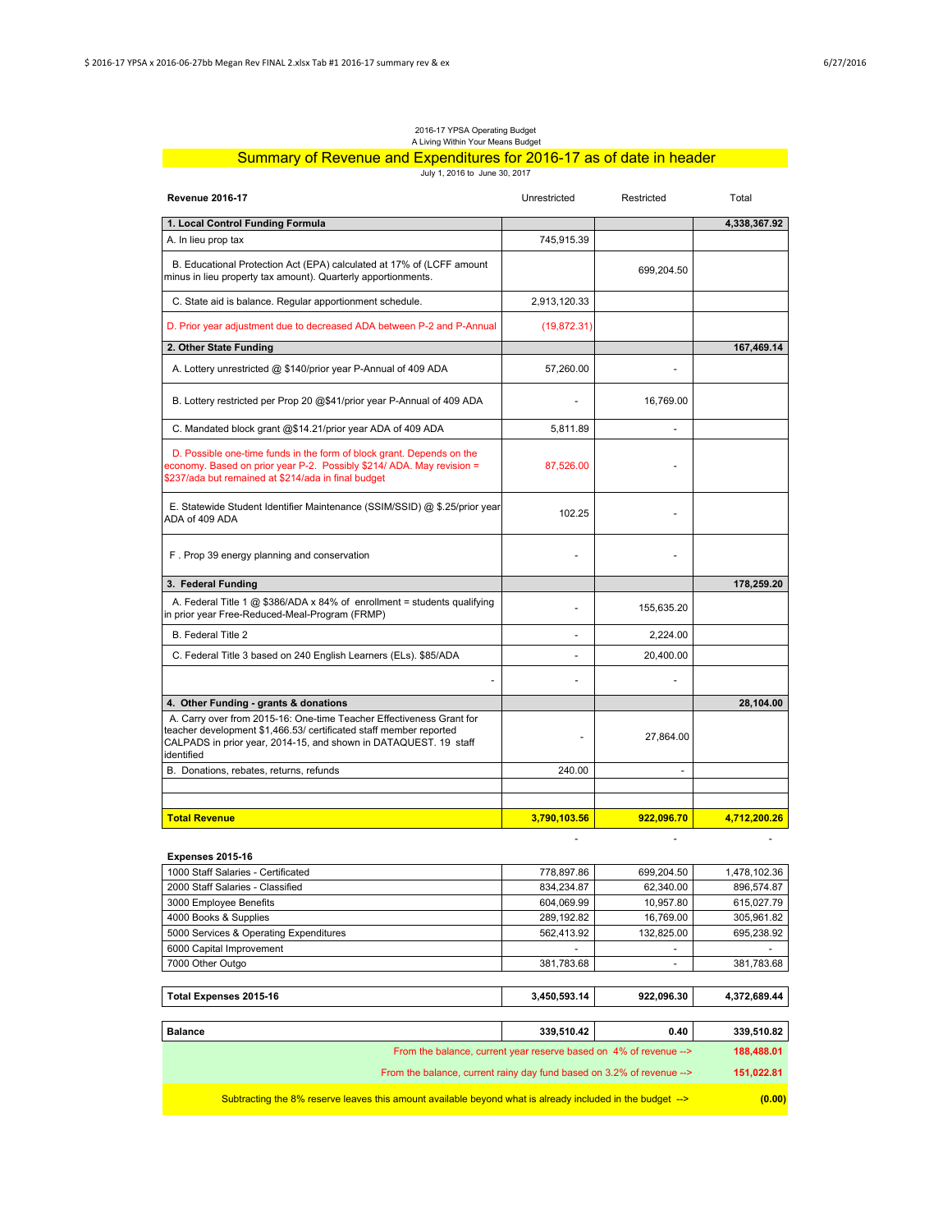2016-17 YPSA Operating Budget
A Living Within Your Means Budget

## Summary of Revenue and Expenditures for 2016-17 as of date in header

July 1, 2016 to June 30, 2017

| Revenue 2016-17 | Unrestricted | Restricted | Total |
|---|---|---|---|
| **1. Local Control Funding Formula** | | | **4,338,367.92** |
| A. In lieu prop tax | 745,915.39 | | |
| B. Educational Protection Act (EPA) calculated at 17% of (LCFF amount minus in lieu property tax amount). Quarterly apportionments. | | 699,204.50 | |
| C. State aid is balance. Regular apportionment schedule. | 2,913,120.33 | | |
| D. Prior year adjustment due to decreased ADA between P-2 and P-Annual | (19,872.31) | | |
| **2. Other State Funding** | | | **167,469.14** |
| A. Lottery unrestricted @ $140/prior year P-Annual of 409 ADA | 57,260.00 | - | |
| B. Lottery restricted per Prop 20 @$41/prior year P-Annual of 409 ADA | - | 16,769.00 | |
| C. Mandated block grant @$14.21/prior year ADA of 409 ADA | 5,811.89 | - | |
| D. Possible one-time funds in the form of block grant. Depends on the economy. Based on prior year P-2. Possibly $214/ ADA. May revision = $237/ada but remained at $214/ada in final budget | 87,526.00 | - | |
| E. Statewide Student Identifier Maintenance (SSIM/SSID) @ $.25/prior year ADA of 409 ADA | 102.25 | - | |
| F . Prop 39 energy planning and conservation | - | - | |
| **3. Federal Funding** | | | **178,259.20** |
| A. Federal Title 1 @ $386/ADA x 84% of enrollment = students qualifying in prior year Free-Reduced-Meal-Program (FRMP) | - | 155,635.20 | |
| B. Federal Title 2 | - | 2,224.00 | |
| C. Federal Title 3 based on 240 English Learners (ELs). $85/ADA | - | 20,400.00 | |
| - | - | - | |
| **4. Other Funding - grants & donations** | | | **28,104.00** |
| A. Carry over from 2015-16: One-time Teacher Effectiveness Grant for teacher development $1,466.53/ certificated staff member reported CALPADS in prior year, 2014-15, and shown in DATAQUEST. 19 staff identified | - | 27,864.00 | |
| B. Donations, rebates, returns, refunds | 240.00 | - | |
| | | | |
| | | | |
| **Total Revenue** | **3,790,103.56** | **922,096.70** | **4,712,200.26** |
| | - | - | - |

| Expenses 2015-16 | Unrestricted | Restricted | Total |
|---|---|---|---|
| 1000 Staff Salaries - Certificated | 778,897.86 | 699,204.50 | 1,478,102.36 |
| 2000 Staff Salaries - Classified | 834,234.87 | 62,340.00 | 896,574.87 |
| 3000 Employee Benefits | 604,069.99 | 10,957.80 | 615,027.79 |
| 4000 Books & Supplies | 289,192.82 | 16,769.00 | 305,961.82 |
| 5000 Services & Operating Expenditures | 562,413.92 | 132,825.00 | 695,238.92 |
| 6000 Capital Improvement | - | - | - |
| 7000 Other Outgo | 381,783.68 | - | 381,783.68 |
| **Total Expenses 2015-16** | **3,450,593.14** | **922,096.30** | **4,372,689.44** |
| **Balance** | **339,510.42** | **0.40** | **339,510.82** |
| From the balance, current year reserve based on 4% of revenue --> | | | **188,488.01** |
| From the balance, current rainy day fund based on 3.2% of revenue --> | | | **151,022.81** |
| Subtracting the 8% reserve leaves this amount available beyond what is already included in the budget --> | | | **(0.00)** |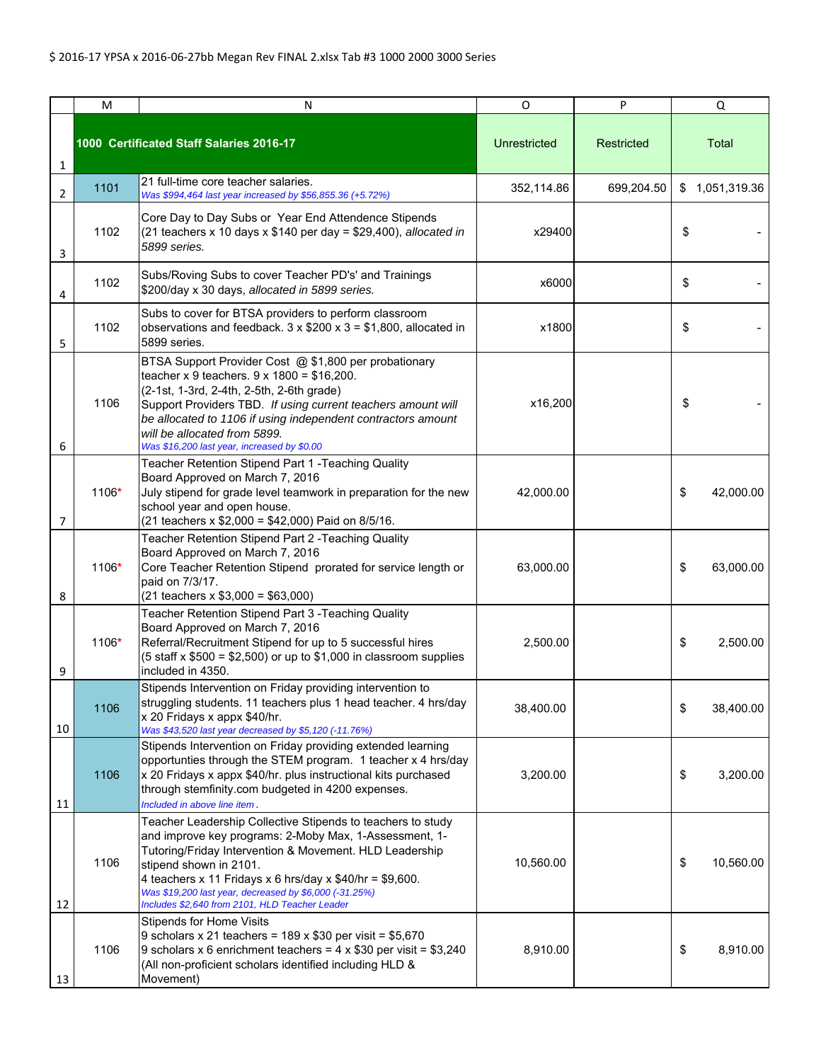$ 2016-17 YPSA x 2016-06-27bb Megan Rev FINAL 2.xlsx Tab #3 1000 2000 3000 Series

| | M | N | O | P | Q |
|---|---|---|---|---|---|
| 1 | **1000 Certificated Staff Salaries 2016-17** | | Unrestricted | Restricted | Total |
| 2 | 1101 | 21 full-time core teacher salaries.<br>*Was $994,464 last year increased by $56,855.36 (+5.72%)* | 352,114.86 | 699,204.50 | $ 1,051,319.36 |
| 3 | 1102 | Core Day to Day Subs or Year End Attendence Stipends (21 teachers x 10 days x $140 per day = $29,400), *allocated in 5899 series.* | x29400 | | $ - |
| 4 | 1102 | Subs/Roving Subs to cover Teacher PD's' and Trainings $200/day x 30 days, *allocated in 5899 series.* | x6000 | | $ - |
| 5 | 1102 | Subs to cover for BTSA providers to perform classroom observations and feedback. 3 x $200 x 3 = $1,800, allocated in 5899 series. | x1800 | | $ - |
| 6 | 1106 | BTSA Support Provider Cost @ $1,800 per probationary teacher x 9 teachers. 9 x 1800 = $16,200.<br>(2-1st, 1-3rd, 2-4th, 2-5th, 2-6th grade)<br>Support Providers TBD. *If using current teachers amount will be allocated to 1106 if using independent contractors amount will be allocated from 5899.*<br>*Was $16,200 last year, increased by $0.00* | x16,200 | | $ - |
| 7 | 1106* | Teacher Retention Stipend Part 1 -Teaching Quality<br>Board Approved on March 7, 2016<br>July stipend for grade level teamwork in preparation for the new school year and open house.<br>(21 teachers x $2,000 = $42,000) Paid on 8/5/16. | 42,000.00 | | $ 42,000.00 |
| 8 | 1106* | Teacher Retention Stipend Part 2 -Teaching Quality<br>Board Approved on March 7, 2016<br>Core Teacher Retention Stipend prorated for service length or paid on 7/3/17.<br>(21 teachers x $3,000 = $63,000) | 63,000.00 | | $ 63,000.00 |
| 9 | 1106* | Teacher Retention Stipend Part 3 -Teaching Quality<br>Board Approved on March 7, 2016<br>Referral/Recruitment Stipend for up to 5 successful hires<br>(5 staff x $500 = $2,500) or up to $1,000 in classroom supplies included in 4350. | 2,500.00 | | $ 2,500.00 |
| 10 | 1106 | Stipends Intervention on Friday providing intervention to struggling students. 11 teachers plus 1 head teacher. 4 hrs/day x 20 Fridays x appx $40/hr.<br>*Was $43,520 last year decreased by $5,120 (-11.76%)* | 38,400.00 | | $ 38,400.00 |
| 11 | 1106 | Stipends Intervention on Friday providing extended learning opportunties through the STEM program. 1 teacher x 4 hrs/day x 20 Fridays x appx $40/hr. plus instructional kits purchased through stemfinity.com budgeted in 4200 expenses.<br>*Included in above line item .* | 3,200.00 | | $ 3,200.00 |
| 12 | 1106 | Teacher Leadership Collective Stipends to teachers to study and improve key programs: 2-Moby Max, 1-Assessment, 1-Tutoring/Friday Intervention & Movement. HLD Leadership stipend shown in 2101.<br>4 teachers x 11 Fridays x 6 hrs/day x $40/hr = $9,600.<br>*Was $19,200 last year, decreased by $6,000 (-31.25%)*<br>*Includes $2,640 from 2101, HLD Teacher Leader* | 10,560.00 | | $ 10,560.00 |
| 13 | 1106 | Stipends for Home Visits<br>9 scholars x 21 teachers = 189 x $30 per visit = $5,670<br>9 scholars x 6 enrichment teachers = 4 x $30 per visit = $3,240<br>(All non-proficient scholars identified including HLD & Movement) | 8,910.00 | | $ 8,910.00 |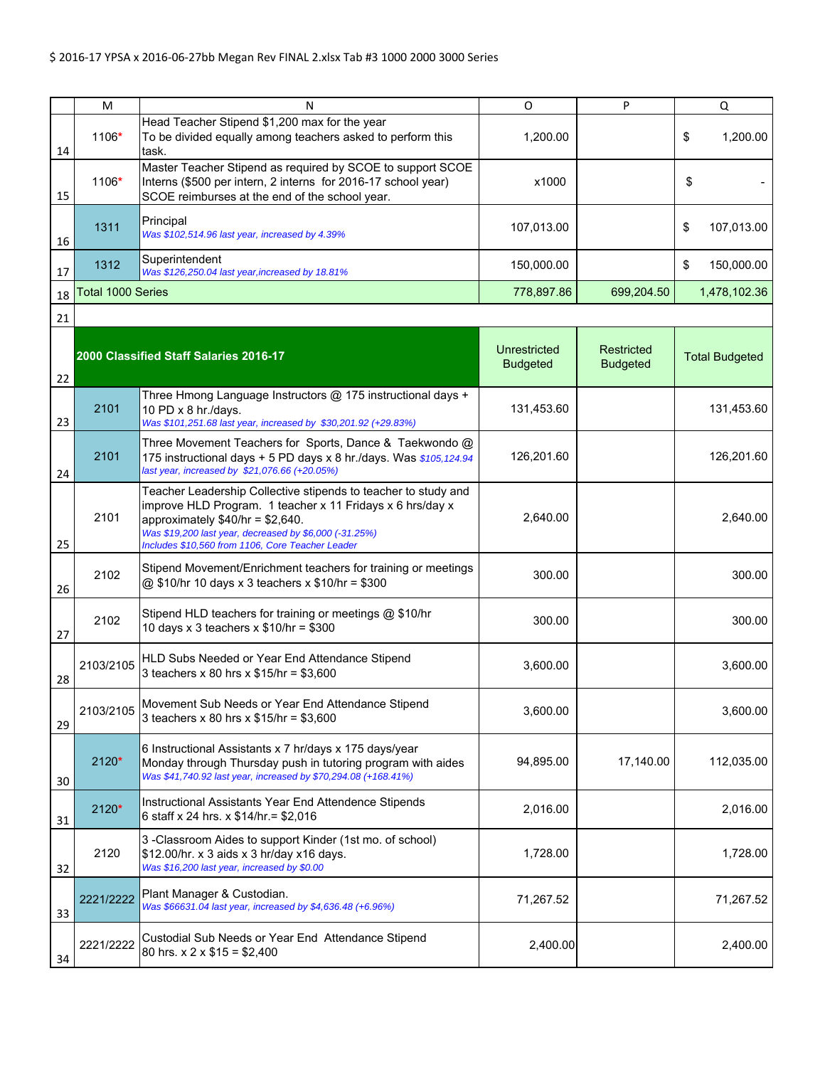$ 2016-17 YPSA x 2016-06-27bb Megan Rev FINAL 2.xlsx Tab #3 1000 2000 3000 Series

| | M | N | O | P | Q |
|---|---|---|---|---|---|
| 14 | 1106* | Head Teacher Stipend $1,200 max for the year<br>To be divided equally among teachers asked to perform this task. | 1,200.00 | | $ 1,200.00 |
| 15 | 1106* | Master Teacher Stipend as required by SCOE to support SCOE Interns ($500 per intern, 2 interns for 2016-17 school year) SCOE reimburses at the end of the school year. | x1000 | | $ - |
| 16 | 1311 | Principal<br>*Was $102,514.96 last year, increased by 4.39%* | 107,013.00 | | $ 107,013.00 |
| 17 | 1312 | Superintendent<br>*Was $126,250.04 last year,increased by 18.81%* | 150,000.00 | | $ 150,000.00 |
| 18 | Total 1000 Series | | 778,897.86 | 699,204.50 | 1,478,102.36 |
| 21 | | | | | |
| 22 | **2000 Classified Staff Salaries 2016-17** | | Unrestricted Budgeted | Restricted Budgeted | Total Budgeted |
| 23 | 2101 | Three Hmong Language Instructors @ 175 instructional days + 10 PD x 8 hr./days.<br>*Was $101,251.68 last year, increased by $30,201.92 (+29.83%)* | 131,453.60 | | 131,453.60 |
| 24 | 2101 | Three Movement Teachers for Sports, Dance & Taekwondo @ 175 instructional days + 5 PD days x 8 hr./days. Was *$105,124.94 last year, increased by $21,076.66 (+20.05%)* | 126,201.60 | | 126,201.60 |
| 25 | 2101 | Teacher Leadership Collective stipends to teacher to study and improve HLD Program. 1 teacher x 11 Fridays x 6 hrs/day x approximately $40/hr = $2,640.<br>*Was $19,200 last year, decreased by $6,000 (-31.25%)*<br>*Includes $10,560 from 1106, Core Teacher Leader* | 2,640.00 | | 2,640.00 |
| 26 | 2102 | Stipend Movement/Enrichment teachers for training or meetings @ $10/hr 10 days x 3 teachers x $10/hr = $300 | 300.00 | | 300.00 |
| 27 | 2102 | Stipend HLD teachers for training or meetings @ $10/hr<br>10 days x 3 teachers x $10/hr = $300 | 300.00 | | 300.00 |
| 28 | 2103/2105 | HLD Subs Needed or Year End Attendance Stipend<br>3 teachers x 80 hrs x $15/hr = $3,600 | 3,600.00 | | 3,600.00 |
| 29 | 2103/2105 | Movement Sub Needs or Year End Attendance Stipend<br>3 teachers x 80 hrs x $15/hr = $3,600 | 3,600.00 | | 3,600.00 |
| 30 | 2120* | 6 Instructional Assistants x 7 hr/days x 175 days/year<br>Monday through Thursday push in tutoring program with aides<br>*Was $41,740.92 last year, increased by $70,294.08 (+168.41%)* | 94,895.00 | 17,140.00 | 112,035.00 |
| 31 | 2120* | Instructional Assistants Year End Attendence Stipends<br>6 staff x 24 hrs. x $14/hr.= $2,016 | 2,016.00 | | 2,016.00 |
| 32 | 2120 | 3 -Classroom Aides to support Kinder (1st mo. of school)<br>$12.00/hr. x 3 aids x 3 hr/day x16 days.<br>*Was $16,200 last year, increased by $0.00* | 1,728.00 | | 1,728.00 |
| 33 | 2221/2222 | Plant Manager & Custodian.<br>*Was $66631.04 last year, increased by $4,636.48 (+6.96%)* | 71,267.52 | | 71,267.52 |
| 34 | 2221/2222 | Custodial Sub Needs or Year End Attendance Stipend<br>80 hrs. x 2 x $15 = $2,400 | 2,400.00 | | 2,400.00 |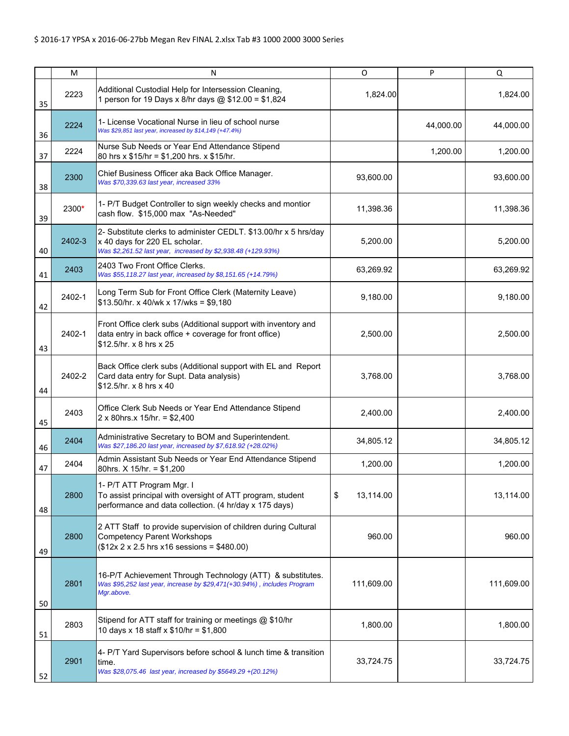$ 2016-17 YPSA x 2016-06-27bb Megan Rev FINAL 2.xlsx Tab #3 1000 2000 3000 Series

| | M | N | O | P | Q |
|---|---|---|---|---|---|
| 35 | 2223 | Additional Custodial Help for Intersession Cleaning, 1 person for 19 Days x 8/hr days @ $12.00 = $1,824 | 1,824.00 | | 1,824.00 |
| 36 | 2224 | 1- License Vocational Nurse in lieu of school nurse *Was $29,851 last year, increased by $14,149 (+47.4%)* | | 44,000.00 | 44,000.00 |
| 37 | 2224 | Nurse Sub Needs or Year End Attendance Stipend 80 hrs x $15/hr = $1,200 hrs. x $15/hr. | | 1,200.00 | 1,200.00 |
| 38 | 2300 | Chief Business Officer aka Back Office Manager. *Was $70,339.63 last year, increased 33%* | 93,600.00 | | 93,600.00 |
| 39 | 2300* | 1- P/T Budget Controller to sign weekly checks and montior cash flow. $15,000 max "As-Needed" | 11,398.36 | | 11,398.36 |
| 40 | 2402-3 | 2- Substitute clerks to administer CEDLT. $13.00/hr x 5 hrs/day x 40 days for 220 EL scholar. *Was $2,261.52 last year, increased by $2,938.48 (+129.93%)* | 5,200.00 | | 5,200.00 |
| 41 | 2403 | 2403 Two Front Office Clerks. *Was $55,118.27 last year, increased by $8,151.65 (+14.79%)* | 63,269.92 | | 63,269.92 |
| 42 | 2402-1 | Long Term Sub for Front Office Clerk (Maternity Leave) $13.50/hr. x 40/wk x 17/wks = $9,180 | 9,180.00 | | 9,180.00 |
| 43 | 2402-1 | Front Office clerk subs (Additional support with inventory and data entry in back office + coverage for front office) $12.5/hr. x 8 hrs x 25 | 2,500.00 | | 2,500.00 |
| 44 | 2402-2 | Back Office clerk subs (Additional support with EL and Report Card data entry for Supt. Data analysis) $12.5/hr. x 8 hrs x 40 | 3,768.00 | | 3,768.00 |
| 45 | 2403 | Office Clerk Sub Needs or Year End Attendance Stipend 2 x 80hrs.x 15/hr. = $2,400 | 2,400.00 | | 2,400.00 |
| 46 | 2404 | Administrative Secretary to BOM and Superintendent. *Was $27,186.20 last year, increased by $7,618.92 (+28.02%)* | 34,805.12 | | 34,805.12 |
| 47 | 2404 | Admin Assistant Sub Needs or Year End Attendance Stipend 80hrs. X 15/hr. = $1,200 | 1,200.00 | | 1,200.00 |
| 48 | 2800 | 1- P/T ATT Program Mgr. I To assist principal with oversight of ATT program, student performance and data collection. (4 hr/day x 175 days) | $ 13,114.00 | | 13,114.00 |
| 49 | 2800 | 2 ATT Staff to provide supervision of children during Cultural Competency Parent Workshops ($12x 2 x 2.5 hrs x16 sessions = $480.00) | 960.00 | | 960.00 |
| 50 | 2801 | 16-P/T Achievement Through Technology (ATT) & substitutes. *Was $95,252 last year, increase by $29,471(+30.94%) , includes Program Mgr.above.* | 111,609.00 | | 111,609.00 |
| 51 | 2803 | Stipend for ATT staff for training or meetings @ $10/hr 10 days x 18 staff x $10/hr = $1,800 | 1,800.00 | | 1,800.00 |
| 52 | 2901 | 4- P/T Yard Supervisors before school & lunch time & transition time. *Was $28,075.46 last year, increased by $5649.29 +(20.12%)* | 33,724.75 | | 33,724.75 |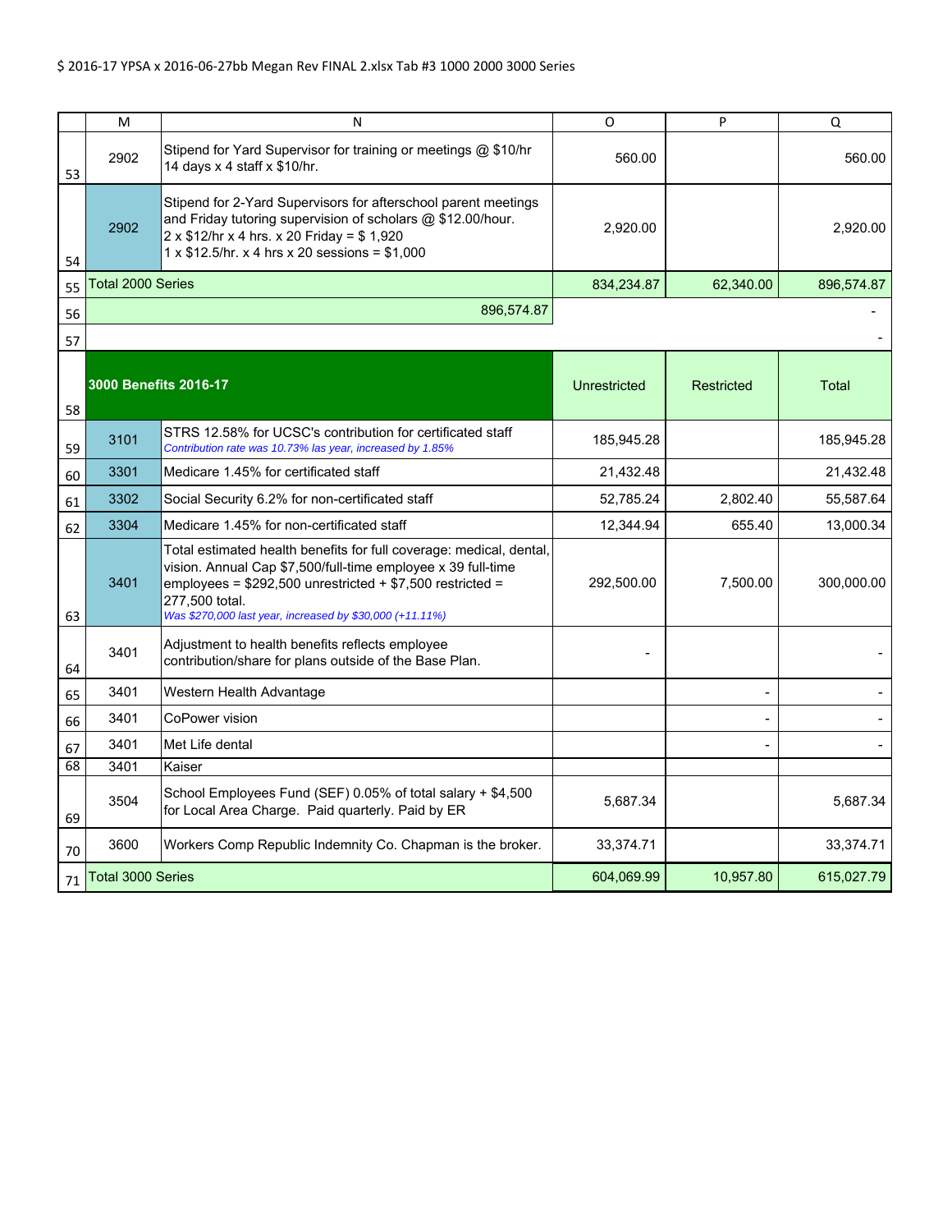$ 2016-17 YPSA x 2016-06-27bb Megan Rev FINAL 2.xlsx Tab #3 1000 2000 3000 Series

| | M | N | O | P | Q |
|---|---|---|---|---|---|
| 53 | 2902 | Stipend for Yard Supervisor for training or meetings @ $10/hr 14 days x 4 staff x $10/hr. | 560.00 | | 560.00 |
| 54 | 2902 | Stipend for 2-Yard Supervisors for afterschool parent meetings and Friday tutoring supervision of scholars @ $12.00/hour. 2 x $12/hr x 4 hrs. x 20 Friday = $ 1,920 1 x $12.5/hr. x 4 hrs x 20 sessions = $1,000 | 2,920.00 | | 2,920.00 |
| 55 | Total 2000 Series | | 834,234.87 | 62,340.00 | 896,574.87 |
| 56 | | 896,574.87 | | | - |
| 57 | | | | | - |
| 58 | **3000 Benefits 2016-17** | | Unrestricted | Restricted | Total |
| 59 | 3101 | STRS 12.58% for UCSC's contribution for certificated staff *Contribution rate was 10.73% las year, increased by 1.85%* | 185,945.28 | | 185,945.28 |
| 60 | 3301 | Medicare 1.45% for certificated staff | 21,432.48 | | 21,432.48 |
| 61 | 3302 | Social Security 6.2% for non-certificated staff | 52,785.24 | 2,802.40 | 55,587.64 |
| 62 | 3304 | Medicare 1.45% for non-certificated staff | 12,344.94 | 655.40 | 13,000.34 |
| 63 | 3401 | Total estimated health benefits for full coverage: medical, dental, vision. Annual Cap $7,500/full-time employee x 39 full-time employees = $292,500 unrestricted + $7,500 restricted = 277,500 total. *Was $270,000 last year, increased by $30,000 (+11.11%)* | 292,500.00 | 7,500.00 | 300,000.00 |
| 64 | 3401 | Adjustment to health benefits reflects employee contribution/share for plans outside of the Base Plan. | - | | - |
| 65 | 3401 | Western Health Advantage | | - | - |
| 66 | 3401 | CoPower vision | | - | - |
| 67 | 3401 | Met Life dental | | - | - |
| 68 | 3401 | Kaiser | | | |
| 69 | 3504 | School Employees Fund (SEF) 0.05% of total salary + $4,500 for Local Area Charge. Paid quarterly. Paid by ER | 5,687.34 | | 5,687.34 |
| 70 | 3600 | Workers Comp Republic Indemnity Co. Chapman is the broker. | 33,374.71 | | 33,374.71 |
| 71 | Total 3000 Series | | 604,069.99 | 10,957.80 | 615,027.79 |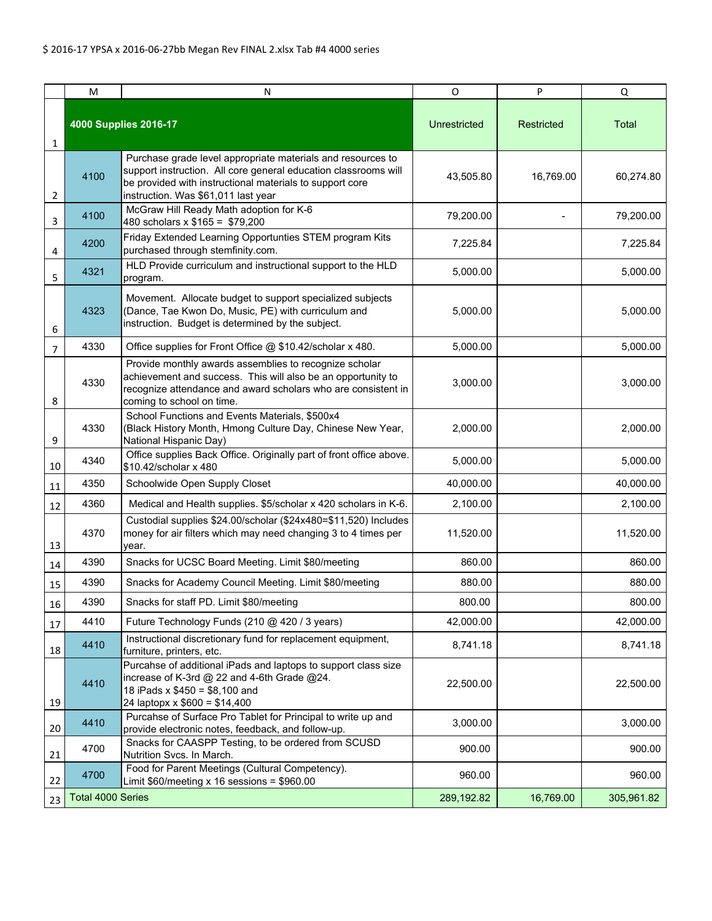$ 2016-17 YPSA x 2016-06-27bb Megan Rev FINAL 2.xlsx Tab #4 4000 series

| | M | N | O | P | Q |
|---|---|---|---|---|---|
| 1 | **4000 Supplies 2016-17** | | Unrestricted | Restricted | Total |
| 2 | 4100 | Purchase grade level appropriate materials and resources to support instruction. All core general education classrooms will be provided with instructional materials to support core instruction. Was $61,011 last year | 43,505.80 | 16,769.00 | 60,274.80 |
| 3 | 4100 | McGraw Hill Ready Math adoption for K-6<br>480 scholars x $165 = $79,200 | 79,200.00 | - | 79,200.00 |
| 4 | 4200 | Friday Extended Learning Opportunties STEM program Kits purchased through stemfinity.com. | 7,225.84 | | 7,225.84 |
| 5 | 4321 | HLD Provide curriculum and instructional support to the HLD program. | 5,000.00 | | 5,000.00 |
| 6 | 4323 | Movement. Allocate budget to support specialized subjects (Dance, Tae Kwon Do, Music, PE) with curriculum and instruction. Budget is determined by the subject. | 5,000.00 | | 5,000.00 |
| 7 | 4330 | Office supplies for Front Office @ $10.42/scholar x 480. | 5,000.00 | | 5,000.00 |
| 8 | 4330 | Provide monthly awards assemblies to recognize scholar achievement and success. This will also be an opportunity to recognize attendance and award scholars who are consistent in coming to school on time. | 3,000.00 | | 3,000.00 |
| 9 | 4330 | School Functions and Events Materials, $500x4<br>(Black History Month, Hmong Culture Day, Chinese New Year, National Hispanic Day) | 2,000.00 | | 2,000.00 |
| 10 | 4340 | Office supplies Back Office. Originally part of front office above. $10.42/scholar x 480 | 5,000.00 | | 5,000.00 |
| 11 | 4350 | Schoolwide Open Supply Closet | 40,000.00 | | 40,000.00 |
| 12 | 4360 | Medical and Health supplies. $5/scholar x 420 scholars in K-6. | 2,100.00 | | 2,100.00 |
| 13 | 4370 | Custodial supplies $24.00/scholar ($24x480=$11,520) Includes money for air filters which may need changing 3 to 4 times per year. | 11,520.00 | | 11,520.00 |
| 14 | 4390 | Snacks for UCSC Board Meeting. Limit $80/meeting | 860.00 | | 860.00 |
| 15 | 4390 | Snacks for Academy Council Meeting. Limit $80/meeting | 880.00 | | 880.00 |
| 16 | 4390 | Snacks for staff PD. Limit $80/meeting | 800.00 | | 800.00 |
| 17 | 4410 | Future Technology Funds (210 @ 420 / 3 years) | 42,000.00 | | 42,000.00 |
| 18 | 4410 | Instructional discretionary fund for replacement equipment, furniture, printers, etc. | 8,741.18 | | 8,741.18 |
| 19 | 4410 | Purcahse of additional iPads and laptops to support class size increase of K-3rd @ 22 and 4-6th Grade @24.<br>18 iPads x $450 = $8,100 and<br>24 laptopx x $600 = $14,400 | 22,500.00 | | 22,500.00 |
| 20 | 4410 | Purcahse of Surface Pro Tablet for Principal to write up and provide electronic notes, feedback, and follow-up. | 3,000.00 | | 3,000.00 |
| 21 | 4700 | Snacks for CAASPP Testing, to be ordered from SCUSD Nutrition Svcs. In March. | 900.00 | | 900.00 |
| 22 | 4700 | Food for Parent Meetings (Cultural Competency).<br>Limit $60/meeting x 16 sessions = $960.00 | 960.00 | | 960.00 |
| 23 | Total 4000 Series | | 289,192.82 | 16,769.00 | 305,961.82 |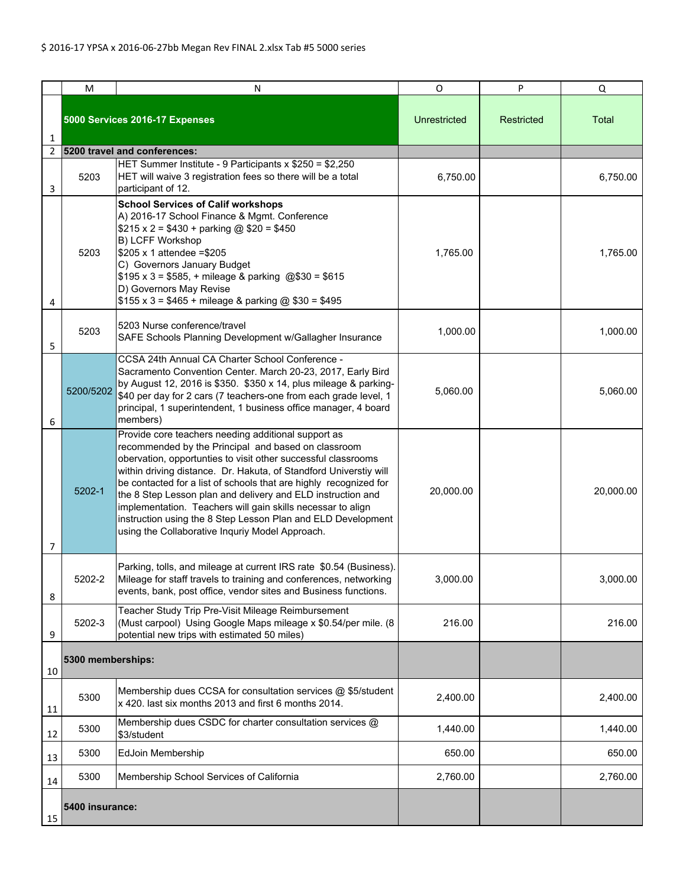$ 2016-17 YPSA x 2016-06-27bb Megan Rev FINAL 2.xlsx Tab #5 5000 series

| | M | N | O | P | Q |
|---|---|---|---|---|---|
| 1 | | **5000 Services 2016-17 Expenses** | Unrestricted | Restricted | Total |
| 2 | **5200 travel and conferences:** | | | | |
| 3 | 5203 | HET Summer Institute - 9 Participants x $250 = $2,250 HET will waive 3 registration fees so there will be a total participant of 12. | 6,750.00 | | 6,750.00 |
| 4 | 5203 | **School Services of Calif workshops** A) 2016-17 School Finance & Mgmt. Conference $215 x 2 = $430 + parking @ $20 = $450 B) LCFF Workshop $205 x 1 attendee =$205 C) Governors January Budget $195 x 3 = $585, + mileage & parking @$30 = $615 D) Governors May Revise $155 x 3 = $465 + mileage & parking @ $30 = $495 | 1,765.00 | | 1,765.00 |
| 5 | 5203 | 5203 Nurse conference/travel SAFE Schools Planning Development w/Gallagher Insurance | 1,000.00 | | 1,000.00 |
| 6 | 5200/5202 | CCSA 24th Annual CA Charter School Conference - Sacramento Convention Center. March 20-23, 2017, Early Bird by August 12, 2016 is $350. $350 x 14, plus mileage & parking- $40 per day for 2 cars (7 teachers-one from each grade level, 1 principal, 1 superintendent, 1 business office manager, 4 board members) | 5,060.00 | | 5,060.00 |
| 7 | 5202-1 | Provide core teachers needing additional support as recommended by the Principal and based on classroom observation, opportunties to visit other successful classrooms within driving distance. Dr. Hakuta, of Standford Universtiy will be contacted for a list of schools that are highly recognized for the 8 Step Lesson plan and delivery and ELD instruction and implementation. Teachers will gain skills necessar to align instruction using the 8 Step Lesson Plan and ELD Development using the Collaborative Inquriy Model Approach. | 20,000.00 | | 20,000.00 |
| 8 | 5202-2 | Parking, tolls, and mileage at current IRS rate $0.54 (Business). Mileage for staff travels to training and conferences, networking events, bank, post office, vendor sites and Business functions. | 3,000.00 | | 3,000.00 |
| 9 | 5202-3 | Teacher Study Trip Pre-Visit Mileage Reimbursement (Must carpool) Using Google Maps mileage x $0.54/per mile. (8 potential new trips with estimated 50 miles) | 216.00 | | 216.00 |
| 10 | **5300 memberships:** | | | | |
| 11 | 5300 | Membership dues CCSA for consultation services @ $5/student x 420. last six months 2013 and first 6 months 2014. | 2,400.00 | | 2,400.00 |
| 12 | 5300 | Membership dues CSDC for charter consultation services @ $3/student | 1,440.00 | | 1,440.00 |
| 13 | 5300 | EdJoin Membership | 650.00 | | 650.00 |
| 14 | 5300 | Membership School Services of California | 2,760.00 | | 2,760.00 |
| 15 | **5400 insurance:** | | | | |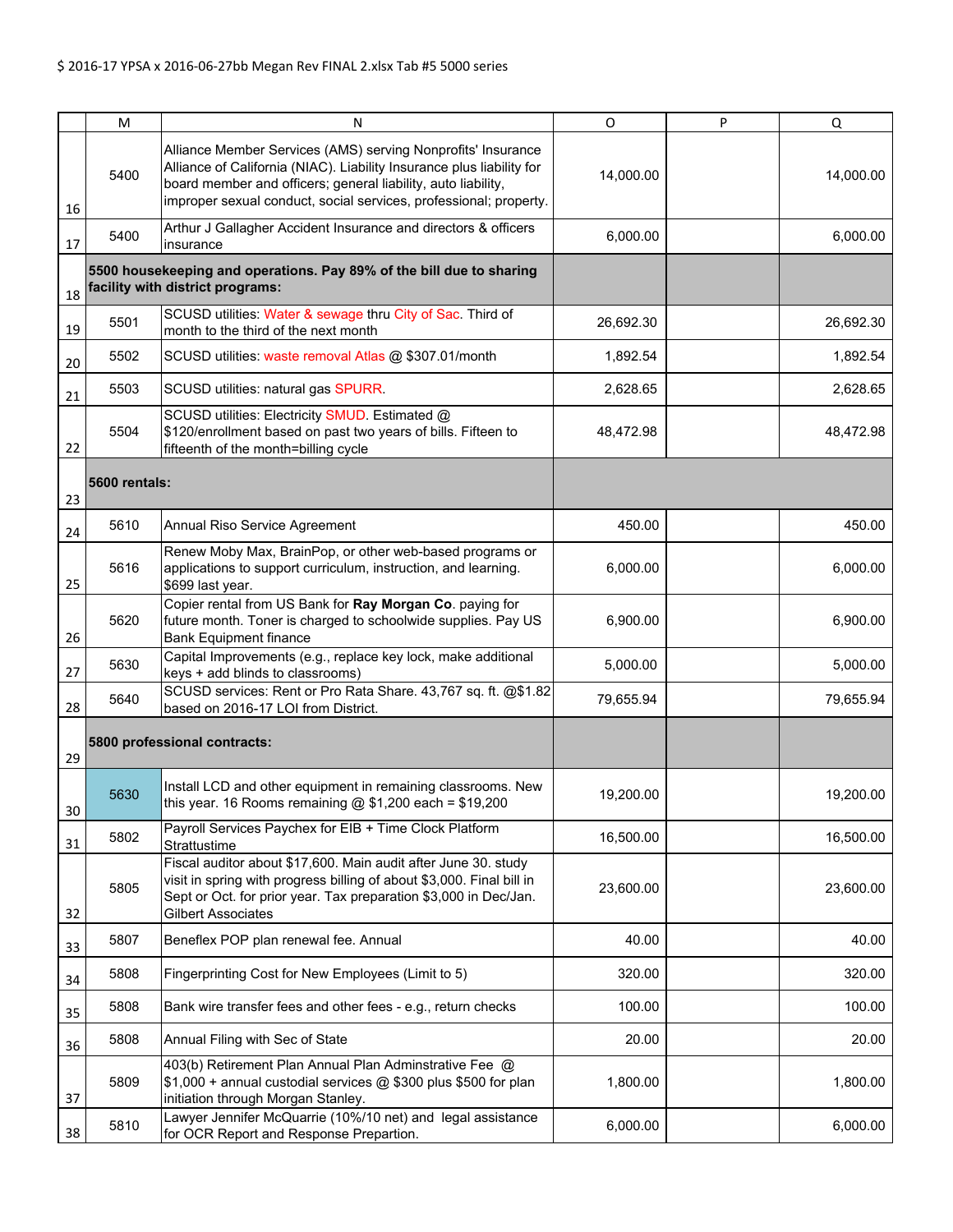$ 2016-17 YPSA x 2016-06-27bb Megan Rev FINAL 2.xlsx Tab #5 5000 series

| | M | N | O | P | Q |
|---|---|---|---|---|---|
| 16 | 5400 | Alliance Member Services (AMS) serving Nonprofits' Insurance Alliance of California (NIAC). Liability Insurance plus liability for board member and officers; general liability, auto liability, improper sexual conduct, social services, professional; property. | 14,000.00 | | 14,000.00 |
| 17 | 5400 | Arthur J Gallagher Accident Insurance and directors & officers insurance | 6,000.00 | | 6,000.00 |
| 18 | **5500 housekeeping and operations. Pay 89% of the bill due to sharing facility with district programs:** | | | | |
| 19 | 5501 | SCUSD utilities: Water & sewage thru City of Sac. Third of month to the third of the next month | 26,692.30 | | 26,692.30 |
| 20 | 5502 | SCUSD utilities: waste removal Atlas @ $307.01/month | 1,892.54 | | 1,892.54 |
| 21 | 5503 | SCUSD utilities: natural gas SPURR. | 2,628.65 | | 2,628.65 |
| 22 | 5504 | SCUSD utilities: Electricity SMUD. Estimated @ $120/enrollment based on past two years of bills. Fifteen to fifteenth of the month=billing cycle | 48,472.98 | | 48,472.98 |
| 23 | **5600 rentals:** | | | | |
| 24 | 5610 | Annual Riso Service Agreement | 450.00 | | 450.00 |
| 25 | 5616 | Renew Moby Max, BrainPop, or other web-based programs or applications to support curriculum, instruction, and learning. $699 last year. | 6,000.00 | | 6,000.00 |
| 26 | 5620 | Copier rental from US Bank for **Ray Morgan Co**. paying for future month. Toner is charged to schoolwide supplies. Pay US Bank Equipment finance | 6,900.00 | | 6,900.00 |
| 27 | 5630 | Capital Improvements (e.g., replace key lock, make additional keys + add blinds to classrooms) | 5,000.00 | | 5,000.00 |
| 28 | 5640 | SCUSD services: Rent or Pro Rata Share. 43,767 sq. ft. @$1.82 based on 2016-17 LOI from District. | 79,655.94 | | 79,655.94 |
| 29 | **5800 professional contracts:** | | | | |
| 30 | 5630 | Install LCD and other equipment in remaining classrooms. New this year. 16 Rooms remaining @ $1,200 each = $19,200 | 19,200.00 | | 19,200.00 |
| 31 | 5802 | Payroll Services Paychex for EIB + Time Clock Platform Strattustime | 16,500.00 | | 16,500.00 |
| 32 | 5805 | Fiscal auditor about $17,600. Main audit after June 30. study visit in spring with progress billing of about $3,000. Final bill in Sept or Oct. for prior year. Tax preparation $3,000 in Dec/Jan. Gilbert Associates | 23,600.00 | | 23,600.00 |
| 33 | 5807 | Beneflex POP plan renewal fee. Annual | 40.00 | | 40.00 |
| 34 | 5808 | Fingerprinting Cost for New Employees (Limit to 5) | 320.00 | | 320.00 |
| 35 | 5808 | Bank wire transfer fees and other fees - e.g., return checks | 100.00 | | 100.00 |
| 36 | 5808 | Annual Filing with Sec of State | 20.00 | | 20.00 |
| 37 | 5809 | 403(b) Retirement Plan Annual Plan Adminstrative Fee @ $1,000 + annual custodial services @ $300 plus $500 for plan initiation through Morgan Stanley. | 1,800.00 | | 1,800.00 |
| 38 | 5810 | Lawyer Jennifer McQuarrie (10%/10 net) and legal assistance for OCR Report and Response Prepartion. | 6,000.00 | | 6,000.00 |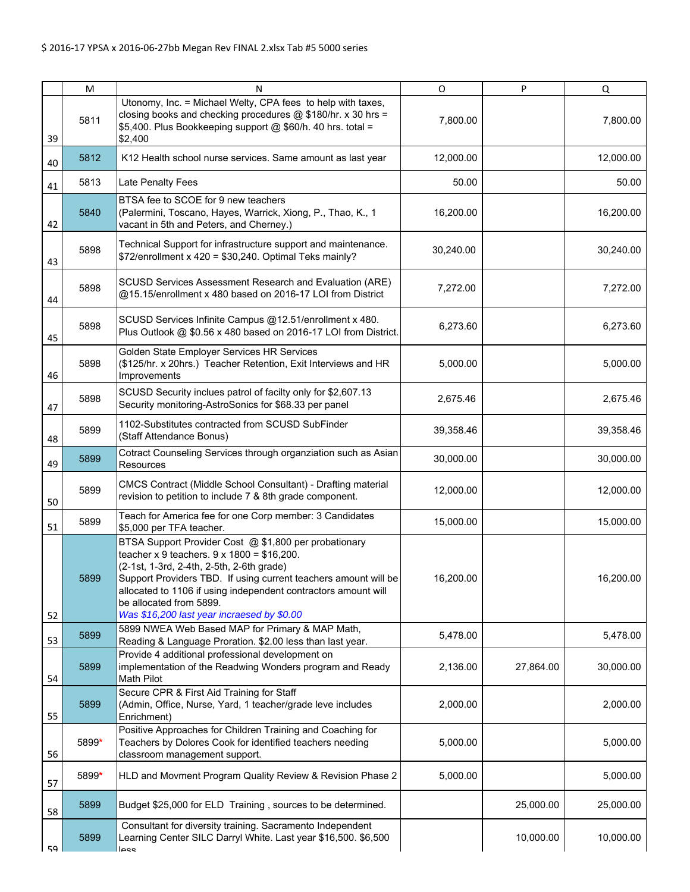$ 2016-17 YPSA x 2016-06-27bb Megan Rev FINAL 2.xlsx Tab #5 5000 series

| | M | N | O | P | Q |
|---|---|---|---|---|---|
| 39 | 5811 | Utonomy, Inc. = Michael Welty, CPA fees to help with taxes, closing books and checking procedures @ $180/hr. x 30 hrs = $5,400. Plus Bookkeeping support @ $60/h. 40 hrs. total = $2,400 | 7,800.00 | | 7,800.00 |
| 40 | 5812 | K12 Health school nurse services. Same amount as last year | 12,000.00 | | 12,000.00 |
| 41 | 5813 | Late Penalty Fees | 50.00 | | 50.00 |
| 42 | 5840 | BTSA fee to SCOE for 9 new teachers (Palermini, Toscano, Hayes, Warrick, Xiong, P., Thao, K., 1 vacant in 5th and Peters, and Cherney.) | 16,200.00 | | 16,200.00 |
| 43 | 5898 | Technical Support for infrastructure support and maintenance. $72/enrollment x 420 = $30,240. Optimal Teks mainly? | 30,240.00 | | 30,240.00 |
| 44 | 5898 | SCUSD Services Assessment Research and Evaluation (ARE) @15.15/enrollment x 480 based on 2016-17 LOI from District | 7,272.00 | | 7,272.00 |
| 45 | 5898 | SCUSD Services Infinite Campus @12.51/enrollment x 480. Plus Outlook @ $0.56 x 480 based on 2016-17 LOI from District. | 6,273.60 | | 6,273.60 |
| 46 | 5898 | Golden State Employer Services HR Services ($125/hr. x 20hrs.) Teacher Retention, Exit Interviews and HR Improvements | 5,000.00 | | 5,000.00 |
| 47 | 5898 | SCUSD Security inclues patrol of facilty only for $2,607.13 Security monitoring-AstroSonics for $68.33 per panel | 2,675.46 | | 2,675.46 |
| 48 | 5899 | 1102-Substitutes contracted from SCUSD SubFinder (Staff Attendance Bonus) | 39,358.46 | | 39,358.46 |
| 49 | 5899 | Cotract Counseling Services through organziation such as Asian Resources | 30,000.00 | | 30,000.00 |
| 50 | 5899 | CMCS Contract (Middle School Consultant) - Drafting material revision to petition to include 7 & 8th grade component. | 12,000.00 | | 12,000.00 |
| 51 | 5899 | Teach for America fee for one Corp member: 3 Candidates $5,000 per TFA teacher. | 15,000.00 | | 15,000.00 |
| 52 | 5899 | BTSA Support Provider Cost @ $1,800 per probationary teacher x 9 teachers. 9 x 1800 = $16,200. (2-1st, 1-3rd, 2-4th, 2-5th, 2-6th grade) Support Providers TBD. If using current teachers amount will be allocated to 1106 if using independent contractors amount will be allocated from 5899. *Was $16,200 last year incraesed by $0.00* | 16,200.00 | | 16,200.00 |
| 53 | 5899 | 5899 NWEA Web Based MAP for Primary & MAP Math, Reading & Language Proration. $2.00 less than last year. | 5,478.00 | | 5,478.00 |
| 54 | 5899 | Provide 4 additional professional development on implementation of the Readwing Wonders program and Ready Math Pilot | 2,136.00 | 27,864.00 | 30,000.00 |
| 55 | 5899 | Secure CPR & First Aid Training for Staff (Admin, Office, Nurse, Yard, 1 teacher/grade leve includes Enrichment) | 2,000.00 | | 2,000.00 |
| 56 | 5899* | Positive Approaches for Children Training and Coaching for Teachers by Dolores Cook for identified teachers needing classroom management support. | 5,000.00 | | 5,000.00 |
| 57 | 5899* | HLD and Movment Program Quality Review & Revision Phase 2 | 5,000.00 | | 5,000.00 |
| 58 | 5899 | Budget $25,000 for ELD Training , sources to be determined. | | 25,000.00 | 25,000.00 |
| 59 | 5899 | Consultant for diversity training. Sacramento Independent Learning Center SILC Darryl White. Last year $16,500. $6,500 less | | 10,000.00 | 10,000.00 |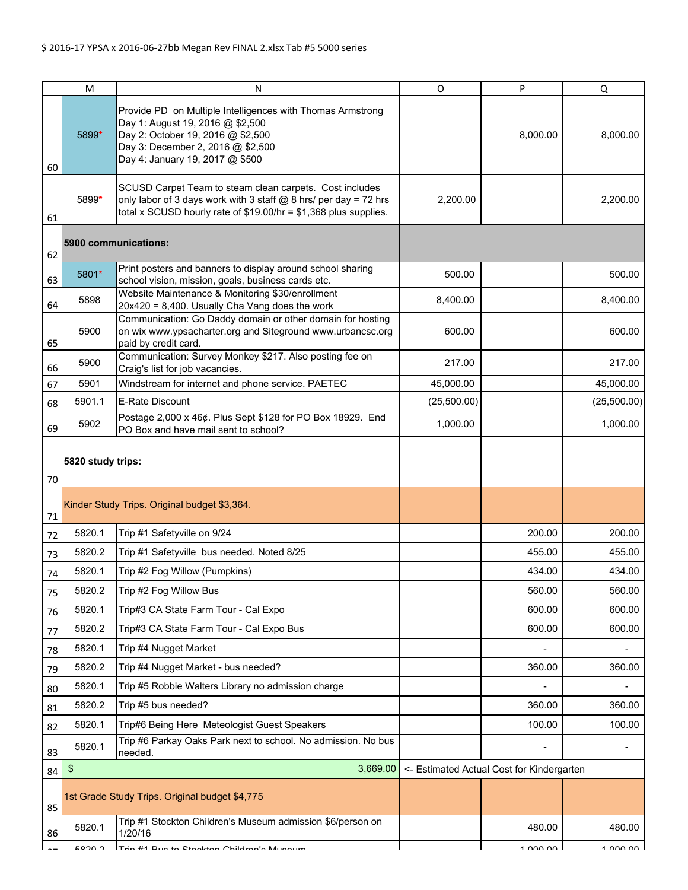$ 2016-17 YPSA x 2016-06-27bb Megan Rev FINAL 2.xlsx Tab #5 5000 series

| | M | N | O | P | Q |
|---|---|---|---|---|---|
| 60 | 5899* | Provide PD on Multiple Intelligences with Thomas Armstrong<br>Day 1: August 19, 2016 @ $2,500<br>Day 2: October 19, 2016 @ $2,500<br>Day 3: December 2, 2016 @ $2,500<br>Day 4: January 19, 2017 @ $500 | | 8,000.00 | 8,000.00 |
| 61 | 5899* | SCUSD Carpet Team to steam clean carpets. Cost includes only labor of 3 days work with 3 staff @ 8 hrs/ per day = 72 hrs total x SCUSD hourly rate of $19.00/hr = $1,368 plus supplies. | 2,200.00 | | 2,200.00 |
| 62 | **5900 communications:** | | | | |
| 63 | 5801* | Print posters and banners to display around school sharing school vision, mission, goals, business cards etc. | 500.00 | | 500.00 |
| 64 | 5898 | Website Maintenance & Monitoring $30/enrollment 20x420 = 8,400. Usually Cha Vang does the work | 8,400.00 | | 8,400.00 |
| 65 | 5900 | Communication: Go Daddy domain or other domain for hosting on wix www.ypsacharter.org and Siteground www.urbancsc.org paid by credit card. | 600.00 | | 600.00 |
| 66 | 5900 | Communication: Survey Monkey $217. Also posting fee on Craig's list for job vacancies. | 217.00 | | 217.00 |
| 67 | 5901 | Windstream for internet and phone service. PAETEC | 45,000.00 | | 45,000.00 |
| 68 | 5901.1 | E-Rate Discount | (25,500.00) | | (25,500.00) |
| 69 | 5902 | Postage 2,000 x 46¢. Plus Sept $128 for PO Box 18929. End PO Box and have mail sent to school? | 1,000.00 | | 1,000.00 |
| 70 | **5820 study trips:** | | | | |
| 71 | Kinder Study Trips. Original budget $3,364. | | | | |
| 72 | 5820.1 | Trip #1 Safetyville on 9/24 | | 200.00 | 200.00 |
| 73 | 5820.2 | Trip #1 Safetyville bus needed. Noted 8/25 | | 455.00 | 455.00 |
| 74 | 5820.1 | Trip #2 Fog Willow (Pumpkins) | | 434.00 | 434.00 |
| 75 | 5820.2 | Trip #2 Fog Willow Bus | | 560.00 | 560.00 |
| 76 | 5820.1 | Trip#3 CA State Farm Tour - Cal Expo | | 600.00 | 600.00 |
| 77 | 5820.2 | Trip#3 CA State Farm Tour - Cal Expo Bus | | 600.00 | 600.00 |
| 78 | 5820.1 | Trip #4 Nugget Market | | - | - |
| 79 | 5820.2 | Trip #4 Nugget Market - bus needed? | | 360.00 | 360.00 |
| 80 | 5820.1 | Trip #5 Robbie Walters Library no admission charge | | - | - |
| 81 | 5820.2 | Trip #5 bus needed? | | 360.00 | 360.00 |
| 82 | 5820.1 | Trip#6 Being Here Meteologist Guest Speakers | | 100.00 | 100.00 |
| 83 | 5820.1 | Trip #6 Parkay Oaks Park next to school. No admission. No bus needed. | | - | - |
| 84 | $ | 3,669.00 | <- Estimated Actual Cost for Kindergarten | | |
| 85 | 1st Grade Study Trips. Original budget $4,775 | | | | |
| 86 | 5820.1 | Trip #1 Stockton Children's Museum admission $6/person on 1/20/16 | | 480.00 | 480.00 |
| 87 | 5820.2 | Trip #1 Bus to Stockton Children's Museum | | 1,000.00 | 1,000.00 |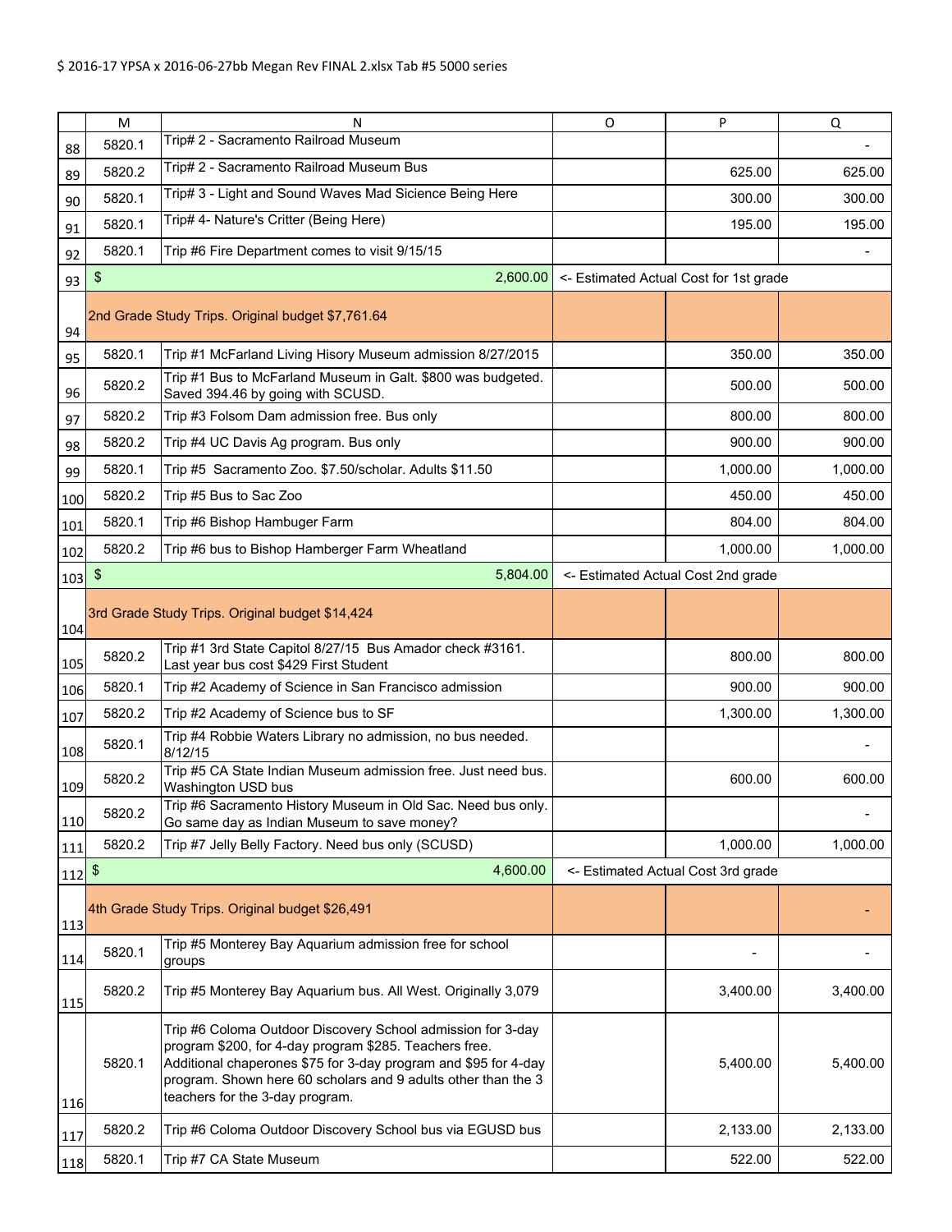$ 2016-17 YPSA x 2016-06-27bb Megan Rev FINAL 2.xlsx Tab #5 5000 series

| | M | N | O | P | Q |
|---|---|---|---|---|---|
| 88 | 5820.1 | Trip# 2 - Sacramento Railroad Museum | | | - |
| 89 | 5820.2 | Trip# 2 - Sacramento Railroad Museum Bus | | 625.00 | 625.00 |
| 90 | 5820.1 | Trip# 3 - Light and Sound Waves Mad Sicience Being Here | | 300.00 | 300.00 |
| 91 | 5820.1 | Trip# 4- Nature's Critter (Being Here) | | 195.00 | 195.00 |
| 92 | 5820.1 | Trip #6 Fire Department comes to visit 9/15/15 | | | - |
| 93 | $ | 2,600.00 | <- Estimated Actual Cost for 1st grade | | |
| 94 | 2nd Grade Study Trips. Original budget $7,761.64 | | | | |
| 95 | 5820.1 | Trip #1 McFarland Living Hisory Museum admission 8/27/2015 | | 350.00 | 350.00 |
| 96 | 5820.2 | Trip #1 Bus to McFarland Museum in Galt. $800 was budgeted. Saved 394.46 by going with SCUSD. | | 500.00 | 500.00 |
| 97 | 5820.2 | Trip #3 Folsom Dam admission free. Bus only | | 800.00 | 800.00 |
| 98 | 5820.2 | Trip #4 UC Davis Ag program. Bus only | | 900.00 | 900.00 |
| 99 | 5820.1 | Trip #5 Sacramento Zoo. $7.50/scholar. Adults $11.50 | | 1,000.00 | 1,000.00 |
| 100 | 5820.2 | Trip #5 Bus to Sac Zoo | | 450.00 | 450.00 |
| 101 | 5820.1 | Trip #6 Bishop Hambuger Farm | | 804.00 | 804.00 |
| 102 | 5820.2 | Trip #6 bus to Bishop Hamberger Farm Wheatland | | 1,000.00 | 1,000.00 |
| 103 | $ | 5,804.00 | <- Estimated Actual Cost 2nd grade | | |
| 104 | 3rd Grade Study Trips. Original budget $14,424 | | | | |
| 105 | 5820.2 | Trip #1 3rd State Capitol 8/27/15 Bus Amador check #3161. Last year bus cost $429 First Student | | 800.00 | 800.00 |
| 106 | 5820.1 | Trip #2 Academy of Science in San Francisco admission | | 900.00 | 900.00 |
| 107 | 5820.2 | Trip #2 Academy of Science bus to SF | | 1,300.00 | 1,300.00 |
| 108 | 5820.1 | Trip #4 Robbie Waters Library no admission, no bus needed. 8/12/15 | | | - |
| 109 | 5820.2 | Trip #5 CA State Indian Museum admission free. Just need bus. Washington USD bus | | 600.00 | 600.00 |
| 110 | 5820.2 | Trip #6 Sacramento History Museum in Old Sac. Need bus only. Go same day as Indian Museum to save money? | | | - |
| 111 | 5820.2 | Trip #7 Jelly Belly Factory. Need bus only (SCUSD) | | 1,000.00 | 1,000.00 |
| 112 | $ | 4,600.00 | <- Estimated Actual Cost 3rd grade | | |
| 113 | 4th Grade Study Trips. Original budget $26,491 | | | | - |
| 114 | 5820.1 | Trip #5 Monterey Bay Aquarium admission free for school groups | | - | - |
| 115 | 5820.2 | Trip #5 Monterey Bay Aquarium bus. All West. Originally 3,079 | | 3,400.00 | 3,400.00 |
| 116 | 5820.1 | Trip #6 Coloma Outdoor Discovery School admission for 3-day program $200, for 4-day program $285. Teachers free. Additional chaperones $75 for 3-day program and $95 for 4-day program. Shown here 60 scholars and 9 adults other than the 3 teachers for the 3-day program. | | 5,400.00 | 5,400.00 |
| 117 | 5820.2 | Trip #6 Coloma Outdoor Discovery School bus via EGUSD bus | | 2,133.00 | 2,133.00 |
| 118 | 5820.1 | Trip #7 CA State Museum | | 522.00 | 522.00 |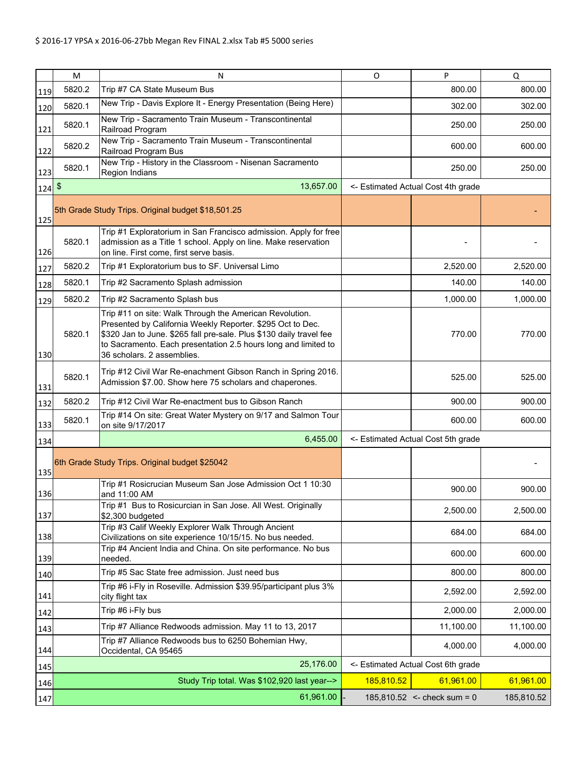$ 2016-17 YPSA x 2016-06-27bb Megan Rev FINAL 2.xlsx Tab #5 5000 series

| | M | N | O | P | Q |
|---|---|---|---|---|---|
| 119 | 5820.2 | Trip #7 CA State Museum Bus | | 800.00 | 800.00 |
| 120 | 5820.1 | New Trip - Davis Explore It - Energy Presentation (Being Here) | | 302.00 | 302.00 |
| 121 | 5820.1 | New Trip - Sacramento Train Museum - Transcontinental Railroad Program | | 250.00 | 250.00 |
| 122 | 5820.2 | New Trip - Sacramento Train Museum - Transcontinental Railroad Program Bus | | 600.00 | 600.00 |
| 123 | 5820.1 | New Trip - History in the Classroom - Nisenan Sacramento Region Indians | | 250.00 | 250.00 |
| 124 | $ | 13,657.00 | <- Estimated Actual Cost 4th grade | | |
| 125 | 5th Grade Study Trips. Original budget $18,501.25 | | | | - |
| 126 | 5820.1 | Trip #1 Exploratorium in San Francisco admission. Apply for free admission as a Title 1 school. Apply on line. Make reservation on line. First come, first serve basis. | | - | - |
| 127 | 5820.2 | Trip #1 Exploratorium bus to SF. Universal Limo | | 2,520.00 | 2,520.00 |
| 128 | 5820.1 | Trip #2 Sacramento Splash admission | | 140.00 | 140.00 |
| 129 | 5820.2 | Trip #2 Sacramento Splash bus | | 1,000.00 | 1,000.00 |
| 130 | 5820.1 | Trip #11 on site: Walk Through the American Revolution. Presented by California Weekly Reporter. $295 Oct to Dec. $320 Jan to June. $265 fall pre-sale. Plus $130 daily travel fee to Sacramento. Each presentation 2.5 hours long and limited to 36 scholars. 2 assemblies. | | 770.00 | 770.00 |
| 131 | 5820.1 | Trip #12 Civil War Re-enachment Gibson Ranch in Spring 2016. Admission $7.00. Show here 75 scholars and chaperones. | | 525.00 | 525.00 |
| 132 | 5820.2 | Trip #12 Civil War Re-enactment bus to Gibson Ranch | | 900.00 | 900.00 |
| 133 | 5820.1 | Trip #14 On site: Great Water Mystery on 9/17 and Salmon Tour on site 9/17/2017 | | 600.00 | 600.00 |
| 134 | | 6,455.00 | <- Estimated Actual Cost 5th grade | | |
| 135 | 6th Grade Study Trips. Original budget $25042 | | | | - |
| 136 | | Trip #1 Rosicrucian Museum San Jose Admission Oct 1 10:30 and 11:00 AM | | 900.00 | 900.00 |
| 137 | | Trip #1 Bus to Rosicurcian in San Jose. All West. Originally $2,300 budgeted | | 2,500.00 | 2,500.00 |
| 138 | | Trip #3 Calif Weekly Explorer Walk Through Ancient Civilizations on site experience 10/15/15. No bus needed. | | 684.00 | 684.00 |
| 139 | | Trip #4 Ancient India and China. On site performance. No bus needed. | | 600.00 | 600.00 |
| 140 | | Trip #5 Sac State free admission. Just need bus | | 800.00 | 800.00 |
| 141 | | Trip #6 i-Fly in Roseville. Admission $39.95/participant plus 3% city flight tax | | 2,592.00 | 2,592.00 |
| 142 | | Trip #6 i-Fly bus | | 2,000.00 | 2,000.00 |
| 143 | | Trip #7 Alliance Redwoods admission. May 11 to 13, 2017 | | 11,100.00 | 11,100.00 |
| 144 | | Trip #7 Alliance Redwoods bus to 6250 Bohemian Hwy, Occidental, CA 95465 | | 4,000.00 | 4,000.00 |
| 145 | | 25,176.00 | <- Estimated Actual Cost 6th grade | | |
| 146 | | Study Trip total. Was $102,920 last year--> | 185,810.52 | 61,961.00 | 61,961.00 |
| 147 | | 61,961.00 | - 185,810.52 | <- check sum = 0 | 185,810.52 |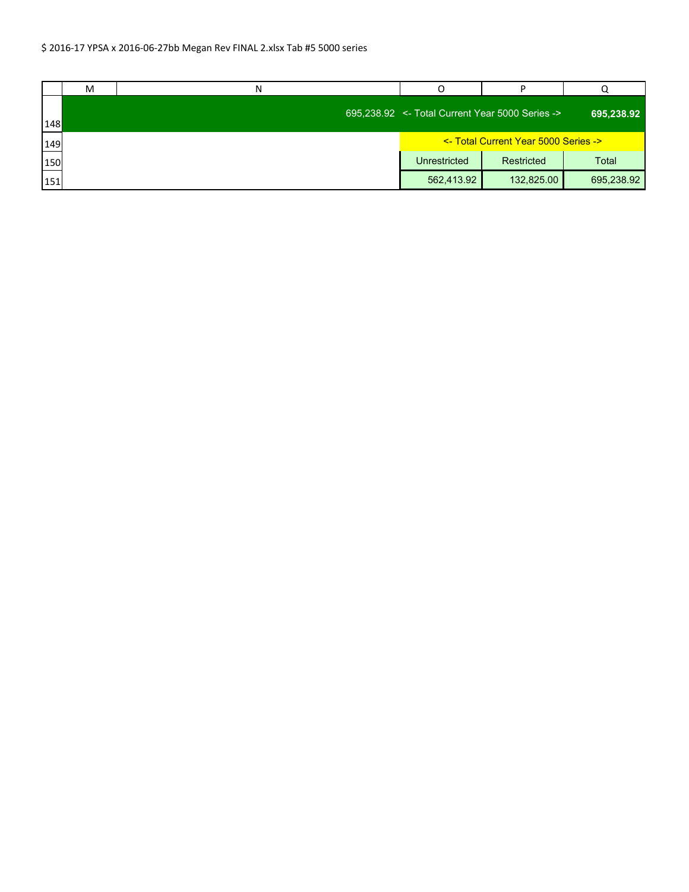$ 2016-17 YPSA x 2016-06-27bb Megan Rev FINAL 2.xlsx Tab #5 5000 series

| | M | N | O | P | Q |
|---|---|---|---|---|---|
| 148 | | 695,238.92 | <- Total Current Year 5000 Series -> | | **695,238.92** |
| 149 | | | <- Total Current Year 5000 Series -> | | |
| 150 | | | Unrestricted | Restricted | Total |
| 151 | | | 562,413.92 | 132,825.00 | 695,238.92 |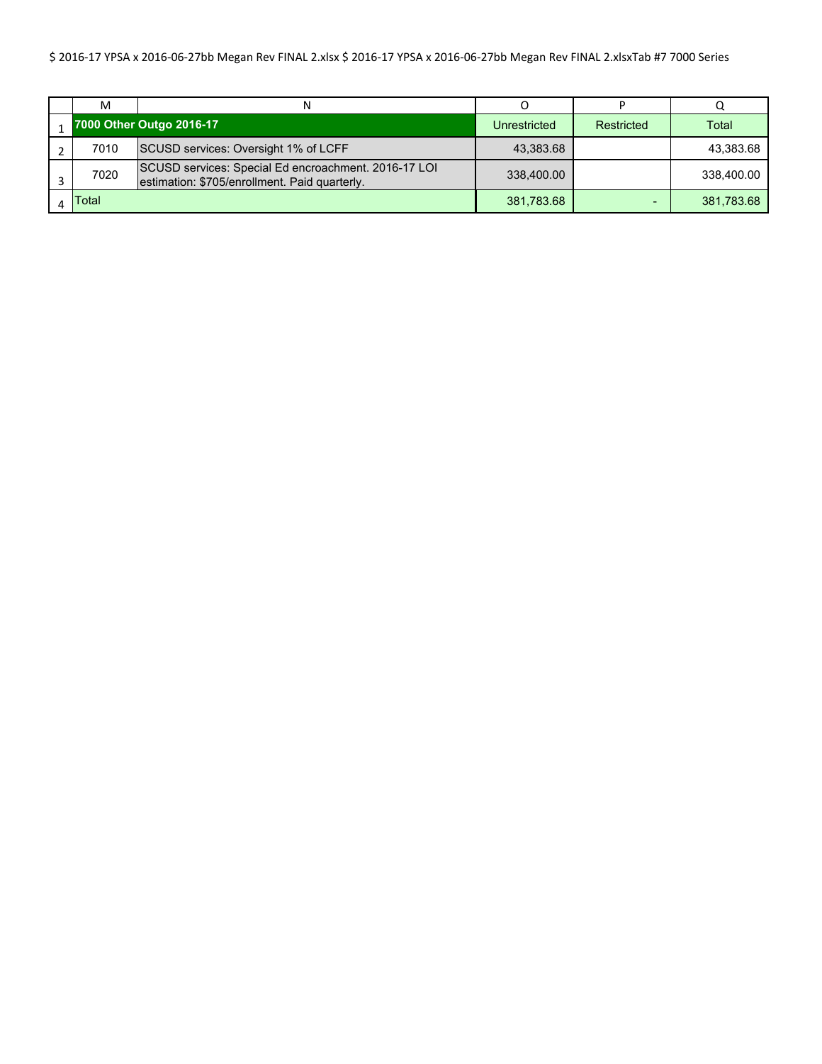$ 2016-17 YPSA x 2016-06-27bb Megan Rev FINAL 2.xlsx $ 2016-17 YPSA x 2016-06-27bb Megan Rev FINAL 2.xlsxTab #7 7000 Series

| | M | N | O | P | Q |
|---|---|---|---|---|---|
| 1 | **7000 Other Outgo 2016-17** | | Unrestricted | Restricted | Total |
| 2 | 7010 | SCUSD services: Oversight 1% of LCFF | 43,383.68 | | 43,383.68 |
| 3 | 7020 | SCUSD services: Special Ed encroachment. 2016-17 LOI estimation: $705/enrollment. Paid quarterly. | 338,400.00 | | 338,400.00 |
| 4 | Total | | 381,783.68 | - | 381,783.68 |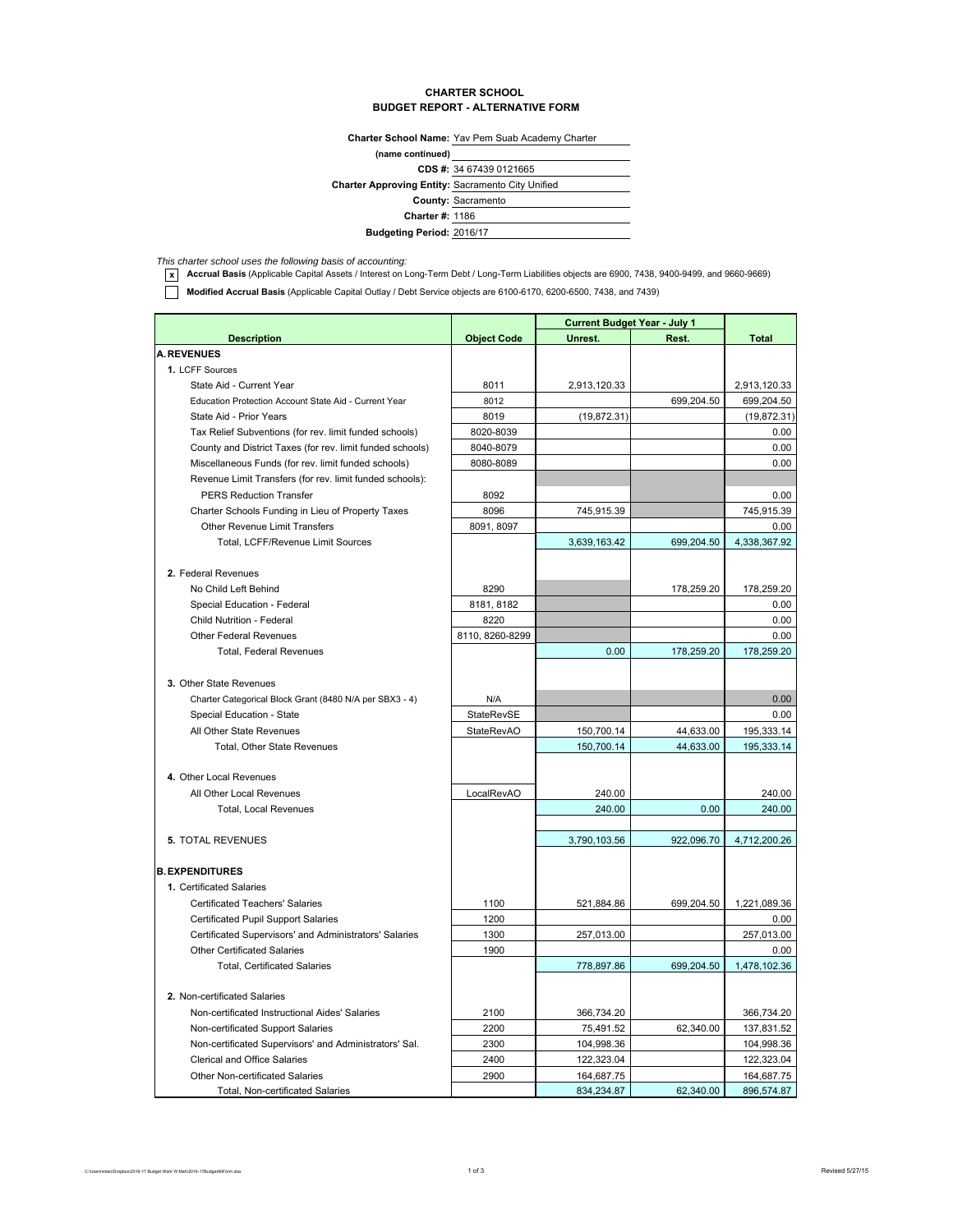**CHARTER SCHOOL**
**BUDGET REPORT - ALTERNATIVE FORM**

**Charter School Name:** Yav Pem Suab Academy Charter
**(name continued)**
**CDS #:** 34 67439 0121665
**Charter Approving Entity:** Sacramento City Unified
**County:** Sacramento
**Charter #:** 1186
**Budgeting Period:** 2016/17

*This charter school uses the following basis of accounting:*

- [x] **Accrual Basis** (Applicable Capital Assets / Interest on Long-Term Debt / Long-Term Liabilities objects are 6900, 7438, 9400-9499, and 9660-9669)
- [ ] **Modified Accrual Basis** (Applicable Capital Outlay / Debt Service objects are 6100-6170, 6200-6500, 7438, and 7439)

| Description | Object Code | Current Budget Year - July 1 | | Total |
|---|---|---|---|---|
| | | Unrest. | Rest. | |
| **A. REVENUES** | | | | |
| 1. LCFF Sources | | | | |
| State Aid - Current Year | 8011 | 2,913,120.33 | | 2,913,120.33 |
| Education Protection Account State Aid - Current Year | 8012 | | 699,204.50 | 699,204.50 |
| State Aid - Prior Years | 8019 | (19,872.31) | | (19,872.31) |
| Tax Relief Subventions (for rev. limit funded schools) | 8020-8039 | | | 0.00 |
| County and District Taxes (for rev. limit funded schools) | 8040-8079 | | | 0.00 |
| Miscellaneous Funds (for rev. limit funded schools) | 8080-8089 | | | 0.00 |
| Revenue Limit Transfers (for rev. limit funded schools): | | | | |
| PERS Reduction Transfer | 8092 | | | 0.00 |
| Charter Schools Funding in Lieu of Property Taxes | 8096 | 745,915.39 | | 745,915.39 |
| Other Revenue Limit Transfers | 8091, 8097 | | | 0.00 |
| Total, LCFF/Revenue Limit Sources | | 3,639,163.42 | 699,204.50 | 4,338,367.92 |
| 2. Federal Revenues | | | | |
| No Child Left Behind | 8290 | | 178,259.20 | 178,259.20 |
| Special Education - Federal | 8181, 8182 | | | 0.00 |
| Child Nutrition - Federal | 8220 | | | 0.00 |
| Other Federal Revenues | 8110, 8260-8299 | | | 0.00 |
| Total, Federal Revenues | | 0.00 | 178,259.20 | 178,259.20 |
| 3. Other State Revenues | | | | |
| Charter Categorical Block Grant (8480 N/A per SBX3 - 4) | N/A | | | 0.00 |
| Special Education - State | StateRevSE | | | 0.00 |
| All Other State Revenues | StateRevAO | 150,700.14 | 44,633.00 | 195,333.14 |
| Total, Other State Revenues | | 150,700.14 | 44,633.00 | 195,333.14 |
| 4. Other Local Revenues | | | | |
| All Other Local Revenues | LocalRevAO | 240.00 | | 240.00 |
| Total, Local Revenues | | 240.00 | 0.00 | 240.00 |
| 5. TOTAL REVENUES | | 3,790,103.56 | 922,096.70 | 4,712,200.26 |
| **B. EXPENDITURES** | | | | |
| 1. Certificated Salaries | | | | |
| Certificated Teachers' Salaries | 1100 | 521,884.86 | 699,204.50 | 1,221,089.36 |
| Certificated Pupil Support Salaries | 1200 | | | 0.00 |
| Certificated Supervisors' and Administrators' Salaries | 1300 | 257,013.00 | | 257,013.00 |
| Other Certificated Salaries | 1900 | | | 0.00 |
| Total, Certificated Salaries | | 778,897.86 | 699,204.50 | 1,478,102.36 |
| 2. Non-certificated Salaries | | | | |
| Non-certificated Instructional Aides' Salaries | 2100 | 366,734.20 | | 366,734.20 |
| Non-certificated Support Salaries | 2200 | 75,491.52 | 62,340.00 | 137,831.52 |
| Non-certificated Supervisors' and Administrators' Sal. | 2300 | 104,998.36 | | 104,998.36 |
| Clerical and Office Salaries | 2400 | 122,323.04 | | 122,323.04 |
| Other Non-certificated Salaries | 2900 | 164,687.75 | | 164,687.75 |
| Total, Non-certificated Salaries | | 834,234.87 | 62,340.00 | 896,574.87 |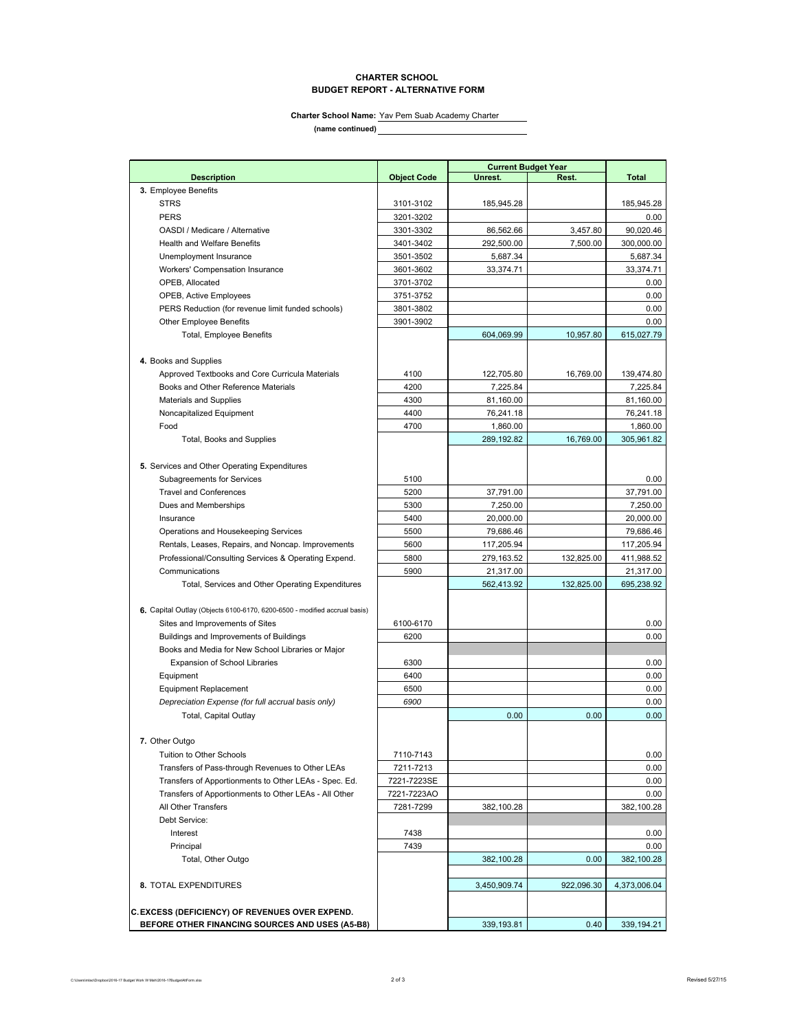# CHARTER SCHOOL
## BUDGET REPORT - ALTERNATIVE FORM

**Charter School Name:** Yav Pem Suab Academy Charter

**(name continued)**

| Description | Object Code | Current Budget Year | | Total |
|---|---|---|---|---|
| | | Unrest. | Rest. | |
| **3.** Employee Benefits | | | | |
| STRS | 3101-3102 | 185,945.28 | | 185,945.28 |
| PERS | 3201-3202 | | | 0.00 |
| OASDI / Medicare / Alternative | 3301-3302 | 86,562.66 | 3,457.80 | 90,020.46 |
| Health and Welfare Benefits | 3401-3402 | 292,500.00 | 7,500.00 | 300,000.00 |
| Unemployment Insurance | 3501-3502 | 5,687.34 | | 5,687.34 |
| Workers' Compensation Insurance | 3601-3602 | 33,374.71 | | 33,374.71 |
| OPEB, Allocated | 3701-3702 | | | 0.00 |
| OPEB, Active Employees | 3751-3752 | | | 0.00 |
| PERS Reduction (for revenue limit funded schools) | 3801-3802 | | | 0.00 |
| Other Employee Benefits | 3901-3902 | | | 0.00 |
| Total, Employee Benefits | | 604,069.99 | 10,957.80 | 615,027.79 |
| **4.** Books and Supplies | | | | |
| Approved Textbooks and Core Curricula Materials | 4100 | 122,705.80 | 16,769.00 | 139,474.80 |
| Books and Other Reference Materials | 4200 | 7,225.84 | | 7,225.84 |
| Materials and Supplies | 4300 | 81,160.00 | | 81,160.00 |
| Noncapitalized Equipment | 4400 | 76,241.18 | | 76,241.18 |
| Food | 4700 | 1,860.00 | | 1,860.00 |
| Total, Books and Supplies | | 289,192.82 | 16,769.00 | 305,961.82 |
| **5.** Services and Other Operating Expenditures | | | | |
| Subagreements for Services | 5100 | | | 0.00 |
| Travel and Conferences | 5200 | 37,791.00 | | 37,791.00 |
| Dues and Memberships | 5300 | 7,250.00 | | 7,250.00 |
| Insurance | 5400 | 20,000.00 | | 20,000.00 |
| Operations and Housekeeping Services | 5500 | 79,686.46 | | 79,686.46 |
| Rentals, Leases, Repairs, and Noncap. Improvements | 5600 | 117,205.94 | | 117,205.94 |
| Professional/Consulting Services & Operating Expend. | 5800 | 279,163.52 | 132,825.00 | 411,988.52 |
| Communications | 5900 | 21,317.00 | | 21,317.00 |
| Total, Services and Other Operating Expenditures | | 562,413.92 | 132,825.00 | 695,238.92 |
| **6.** Capital Outlay (Objects 6100-6170, 6200-6500 - modified accrual basis) | | | | |
| Sites and Improvements of Sites | 6100-6170 | | | 0.00 |
| Buildings and Improvements of Buildings | 6200 | | | 0.00 |
| Books and Media for New School Libraries or Major Expansion of School Libraries | 6300 | | | 0.00 |
| Equipment | 6400 | | | 0.00 |
| Equipment Replacement | 6500 | | | 0.00 |
| *Depreciation Expense (for full accrual basis only)* | *6900* | | | 0.00 |
| Total, Capital Outlay | | 0.00 | 0.00 | 0.00 |
| **7.** Other Outgo | | | | |
| Tuition to Other Schools | 7110-7143 | | | 0.00 |
| Transfers of Pass-through Revenues to Other LEAs | 7211-7213 | | | 0.00 |
| Transfers of Apportionments to Other LEAs - Spec. Ed. | 7221-7223SE | | | 0.00 |
| Transfers of Apportionments to Other LEAs - All Other | 7221-7223AO | | | 0.00 |
| All Other Transfers | 7281-7299 | 382,100.28 | | 382,100.28 |
| Debt Service: | | | | |
| Interest | 7438 | | | 0.00 |
| Principal | 7439 | | | 0.00 |
| Total, Other Outgo | | 382,100.28 | 0.00 | 382,100.28 |
| **8.** TOTAL EXPENDITURES | | 3,450,909.74 | 922,096.30 | 4,373,006.04 |
| **C. EXCESS (DEFICIENCY) OF REVENUES OVER EXPEND. BEFORE OTHER FINANCING SOURCES AND USES (A5-B8)** | | 339,193.81 | 0.40 | 339,194.21 |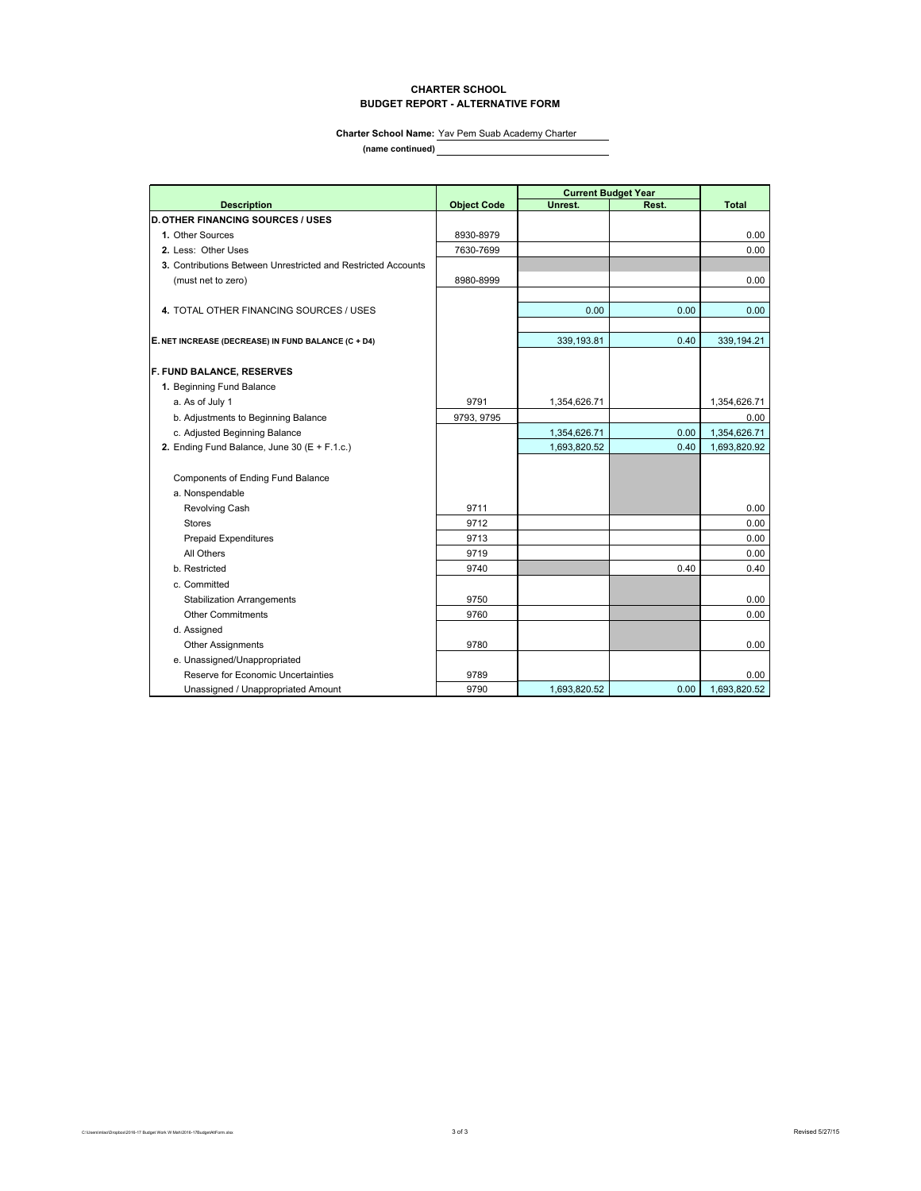**CHARTER SCHOOL**
**BUDGET REPORT - ALTERNATIVE FORM**

**Charter School Name:** Yav Pem Suab Academy Charter

**(name continued)**

| Description | Object Code | Current Budget Year | | Total |
|---|---|---|---|---|
| | | Unrest. | Rest. | |
| **D. OTHER FINANCING SOURCES / USES** | | | | |
| **1.** Other Sources | 8930-8979 | | | 0.00 |
| **2.** Less: Other Uses | 7630-7699 | | | 0.00 |
| **3.** Contributions Between Unrestricted and Restricted Accounts | | | | |
| (must net to zero) | 8980-8999 | | | 0.00 |
| **4.** TOTAL OTHER FINANCING SOURCES / USES | | 0.00 | 0.00 | 0.00 |
| **E. NET INCREASE (DECREASE) IN FUND BALANCE (C + D4)** | | 339,193.81 | 0.40 | 339,194.21 |
| **F. FUND BALANCE, RESERVES** | | | | |
| **1.** Beginning Fund Balance | | | | |
| a. As of July 1 | 9791 | 1,354,626.71 | | 1,354,626.71 |
| b. Adjustments to Beginning Balance | 9793, 9795 | | | 0.00 |
| c. Adjusted Beginning Balance | | 1,354,626.71 | 0.00 | 1,354,626.71 |
| **2.** Ending Fund Balance, June 30 (E + F.1.c.) | | 1,693,820.52 | 0.40 | 1,693,820.92 |
| Components of Ending Fund Balance | | | | |
| a. Nonspendable | | | | |
| Revolving Cash | 9711 | | | 0.00 |
| Stores | 9712 | | | 0.00 |
| Prepaid Expenditures | 9713 | | | 0.00 |
| All Others | 9719 | | | 0.00 |
| b. Restricted | 9740 | | 0.40 | 0.40 |
| c. Committed | | | | |
| Stabilization Arrangements | 9750 | | | 0.00 |
| Other Commitments | 9760 | | | 0.00 |
| d. Assigned | | | | |
| Other Assignments | 9780 | | | 0.00 |
| e. Unassigned/Unappropriated | | | | |
| Reserve for Economic Uncertainties | 9789 | | | 0.00 |
| Unassigned / Unappropriated Amount | 9790 | 1,693,820.52 | 0.00 | 1,693,820.52 |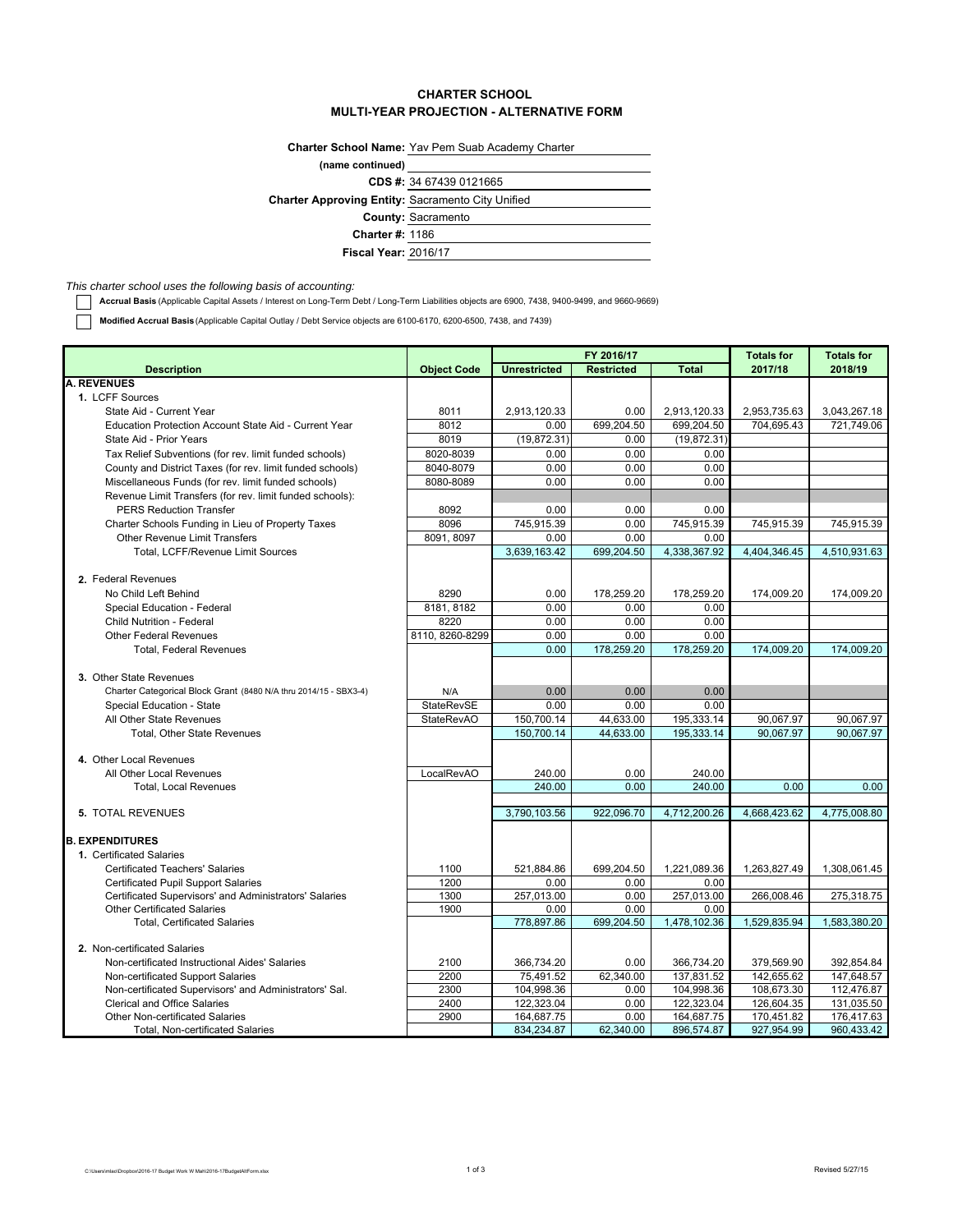# CHARTER SCHOOL
## MULTI-YEAR PROJECTION - ALTERNATIVE FORM

**Charter School Name:** Yav Pem Suab Academy Charter

**(name continued)**

**CDS #:** 34 67439 0121665

**Charter Approving Entity:** Sacramento City Unified

**County:** Sacramento

**Charter #:** 1186

**Fiscal Year:** 2016/17

*This charter school uses the following basis of accounting:*

☐ **Accrual Basis** (Applicable Capital Assets / Interest on Long-Term Debt / Long-Term Liabilities objects are 6900, 7438, 9400-9499, and 9660-9669)

☐ **Modified Accrual Basis** (Applicable Capital Outlay / Debt Service objects are 6100-6170, 6200-6500, 7438, and 7439)

| Description | Object Code | FY 2016/17 Unrestricted | FY 2016/17 Restricted | FY 2016/17 Total | Totals for 2017/18 | Totals for 2018/19 |
|---|---|---|---|---|---|---|
| **A. REVENUES** | | | | | | |
| 1. LCFF Sources | | | | | | |
| State Aid - Current Year | 8011 | 2,913,120.33 | 0.00 | 2,913,120.33 | 2,953,735.63 | 3,043,267.18 |
| Education Protection Account State Aid - Current Year | 8012 | 0.00 | 699,204.50 | 699,204.50 | 704,695.43 | 721,749.06 |
| State Aid - Prior Years | 8019 | (19,872.31) | 0.00 | (19,872.31) | | |
| Tax Relief Subventions (for rev. limit funded schools) | 8020-8039 | 0.00 | 0.00 | 0.00 | | |
| County and District Taxes (for rev. limit funded schools) | 8040-8079 | 0.00 | 0.00 | 0.00 | | |
| Miscellaneous Funds (for rev. limit funded schools) | 8080-8089 | 0.00 | 0.00 | 0.00 | | |
| Revenue Limit Transfers (for rev. limit funded schools): | | | | | | |
| PERS Reduction Transfer | 8092 | 0.00 | 0.00 | 0.00 | | |
| Charter Schools Funding in Lieu of Property Taxes | 8096 | 745,915.39 | 0.00 | 745,915.39 | 745,915.39 | 745,915.39 |
| Other Revenue Limit Transfers | 8091, 8097 | 0.00 | 0.00 | 0.00 | | |
| Total, LCFF/Revenue Limit Sources | | 3,639,163.42 | 699,204.50 | 4,338,367.92 | 4,404,346.45 | 4,510,931.63 |
| 2. Federal Revenues | | | | | | |
| No Child Left Behind | 8290 | 0.00 | 178,259.20 | 178,259.20 | 174,009.20 | 174,009.20 |
| Special Education - Federal | 8181, 8182 | 0.00 | 0.00 | 0.00 | | |
| Child Nutrition - Federal | 8220 | 0.00 | 0.00 | 0.00 | | |
| Other Federal Revenues | 8110, 8260-8299 | 0.00 | 0.00 | 0.00 | | |
| Total, Federal Revenues | | 0.00 | 178,259.20 | 178,259.20 | 174,009.20 | 174,009.20 |
| 3. Other State Revenues | | | | | | |
| Charter Categorical Block Grant (8480 N/A thru 2014/15 - SBX3-4) | N/A | 0.00 | 0.00 | 0.00 | | |
| Special Education - State | StateRevSE | 0.00 | 0.00 | 0.00 | | |
| All Other State Revenues | StateRevAO | 150,700.14 | 44,633.00 | 195,333.14 | 90,067.97 | 90,067.97 |
| Total, Other State Revenues | | 150,700.14 | 44,633.00 | 195,333.14 | 90,067.97 | 90,067.97 |
| 4. Other Local Revenues | | | | | | |
| All Other Local Revenues | LocalRevAO | 240.00 | 0.00 | 240.00 | | |
| Total, Local Revenues | | 240.00 | 0.00 | 240.00 | 0.00 | 0.00 |
| 5. TOTAL REVENUES | | 3,790,103.56 | 922,096.70 | 4,712,200.26 | 4,668,423.62 | 4,775,008.80 |
| **B. EXPENDITURES** | | | | | | |
| 1. Certificated Salaries | | | | | | |
| Certificated Teachers' Salaries | 1100 | 521,884.86 | 699,204.50 | 1,221,089.36 | 1,263,827.49 | 1,308,061.45 |
| Certificated Pupil Support Salaries | 1200 | 0.00 | 0.00 | 0.00 | | |
| Certificated Supervisors' and Administrators' Salaries | 1300 | 257,013.00 | 0.00 | 257,013.00 | 266,008.46 | 275,318.75 |
| Other Certificated Salaries | 1900 | 0.00 | 0.00 | 0.00 | | |
| Total, Certificated Salaries | | 778,897.86 | 699,204.50 | 1,478,102.36 | 1,529,835.94 | 1,583,380.20 |
| 2. Non-certificated Salaries | | | | | | |
| Non-certificated Instructional Aides' Salaries | 2100 | 366,734.20 | 0.00 | 366,734.20 | 379,569.90 | 392,854.84 |
| Non-certificated Support Salaries | 2200 | 75,491.52 | 62,340.00 | 137,831.52 | 142,655.62 | 147,648.57 |
| Non-certificated Supervisors' and Administrators' Sal. | 2300 | 104,998.36 | 0.00 | 104,998.36 | 108,673.30 | 112,476.87 |
| Clerical and Office Salaries | 2400 | 122,323.04 | 0.00 | 122,323.04 | 126,604.35 | 131,035.50 |
| Other Non-certificated Salaries | 2900 | 164,687.75 | 0.00 | 164,687.75 | 170,451.82 | 176,417.63 |
| Total, Non-certificated Salaries | | 834,234.87 | 62,340.00 | 896,574.87 | 927,954.99 | 960,433.42 |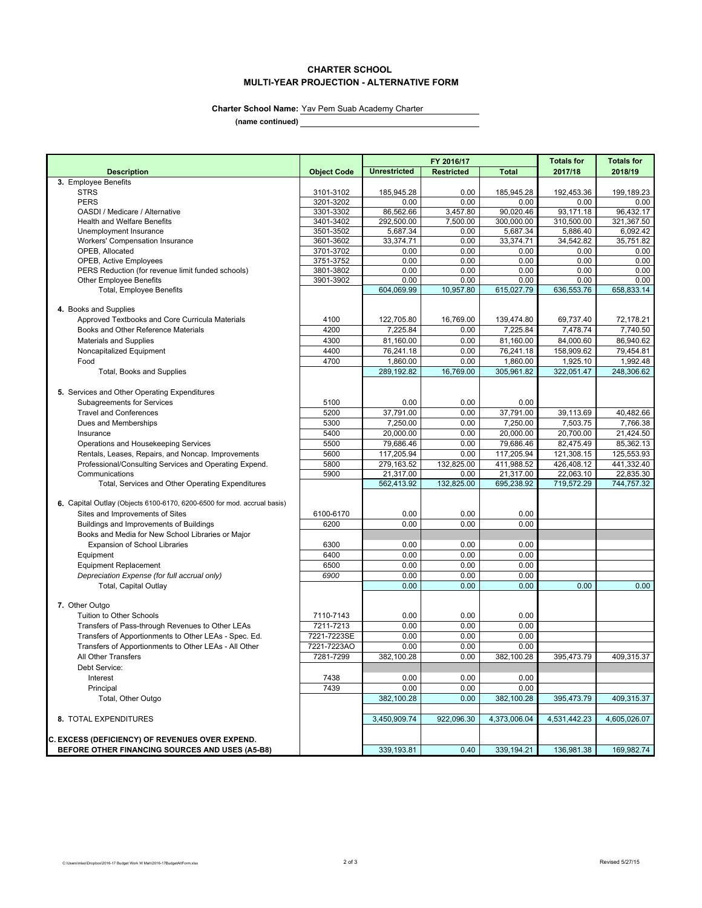# CHARTER SCHOOL

## MULTI-YEAR PROJECTION - ALTERNATIVE FORM

**Charter School Name:** Yav Pem Suab Academy Charter

**(name continued)**

| Description | Object Code | FY 2016/17 Unrestricted | FY 2016/17 Restricted | FY 2016/17 Total | Totals for 2017/18 | Totals for 2018/19 |
|---|---|---|---|---|---|---|
| **3.** Employee Benefits | | | | | | |
| STRS | 3101-3102 | 185,945.28 | 0.00 | 185,945.28 | 192,453.36 | 199,189.23 |
| PERS | 3201-3202 | 0.00 | 0.00 | 0.00 | 0.00 | 0.00 |
| OASDI / Medicare / Alternative | 3301-3302 | 86,562.66 | 3,457.80 | 90,020.46 | 93,171.18 | 96,432.17 |
| Health and Welfare Benefits | 3401-3402 | 292,500.00 | 7,500.00 | 300,000.00 | 310,500.00 | 321,367.50 |
| Unemployment Insurance | 3501-3502 | 5,687.34 | 0.00 | 5,687.34 | 5,886.40 | 6,092.42 |
| Workers' Compensation Insurance | 3601-3602 | 33,374.71 | 0.00 | 33,374.71 | 34,542.82 | 35,751.82 |
| OPEB, Allocated | 3701-3702 | 0.00 | 0.00 | 0.00 | 0.00 | 0.00 |
| OPEB, Active Employees | 3751-3752 | 0.00 | 0.00 | 0.00 | 0.00 | 0.00 |
| PERS Reduction (for revenue limit funded schools) | 3801-3802 | 0.00 | 0.00 | 0.00 | 0.00 | 0.00 |
| Other Employee Benefits | 3901-3902 | 0.00 | 0.00 | 0.00 | 0.00 | 0.00 |
| Total, Employee Benefits | | 604,069.99 | 10,957.80 | 615,027.79 | 636,553.76 | 658,833.14 |
| **4.** Books and Supplies | | | | | | |
| Approved Textbooks and Core Curricula Materials | 4100 | 122,705.80 | 16,769.00 | 139,474.80 | 69,737.40 | 72,178.21 |
| Books and Other Reference Materials | 4200 | 7,225.84 | 0.00 | 7,225.84 | 7,478.74 | 7,740.50 |
| Materials and Supplies | 4300 | 81,160.00 | 0.00 | 81,160.00 | 84,000.60 | 86,940.62 |
| Noncapitalized Equipment | 4400 | 76,241.18 | 0.00 | 76,241.18 | 158,909.62 | 79,454.81 |
| Food | 4700 | 1,860.00 | 0.00 | 1,860.00 | 1,925.10 | 1,992.48 |
| Total, Books and Supplies | | 289,192.82 | 16,769.00 | 305,961.82 | 322,051.47 | 248,306.62 |
| **5.** Services and Other Operating Expenditures | | | | | | |
| Subagreements for Services | 5100 | 0.00 | 0.00 | 0.00 | | |
| Travel and Conferences | 5200 | 37,791.00 | 0.00 | 37,791.00 | 39,113.69 | 40,482.66 |
| Dues and Memberships | 5300 | 7,250.00 | 0.00 | 7,250.00 | 7,503.75 | 7,766.38 |
| Insurance | 5400 | 20,000.00 | 0.00 | 20,000.00 | 20,700.00 | 21,424.50 |
| Operations and Housekeeping Services | 5500 | 79,686.46 | 0.00 | 79,686.46 | 82,475.49 | 85,362.13 |
| Rentals, Leases, Repairs, and Noncap. Improvements | 5600 | 117,205.94 | 0.00 | 117,205.94 | 121,308.15 | 125,553.93 |
| Professional/Consulting Services and Operating Expend. | 5800 | 279,163.52 | 132,825.00 | 411,988.52 | 426,408.12 | 441,332.40 |
| Communications | 5900 | 21,317.00 | 0.00 | 21,317.00 | 22,063.10 | 22,835.30 |
| Total, Services and Other Operating Expenditures | | 562,413.92 | 132,825.00 | 695,238.92 | 719,572.29 | 744,757.32 |
| **6.** Capital Outlay (Objects 6100-6170, 6200-6500 for mod. accrual basis) | | | | | | |
| Sites and Improvements of Sites | 6100-6170 | 0.00 | 0.00 | 0.00 | | |
| Buildings and Improvements of Buildings | 6200 | 0.00 | 0.00 | 0.00 | | |
| Books and Media for New School Libraries or Major Expansion of School Libraries | 6300 | 0.00 | 0.00 | 0.00 | | |
| Equipment | 6400 | 0.00 | 0.00 | 0.00 | | |
| Equipment Replacement | 6500 | 0.00 | 0.00 | 0.00 | | |
| *Depreciation Expense (for full accrual only)* | *6900* | 0.00 | 0.00 | 0.00 | | |
| Total, Capital Outlay | | 0.00 | 0.00 | 0.00 | 0.00 | 0.00 |
| **7.** Other Outgo | | | | | | |
| Tuition to Other Schools | 7110-7143 | 0.00 | 0.00 | 0.00 | | |
| Transfers of Pass-through Revenues to Other LEAs | 7211-7213 | 0.00 | 0.00 | 0.00 | | |
| Transfers of Apportionments to Other LEAs - Spec. Ed. | 7221-7223SE | 0.00 | 0.00 | 0.00 | | |
| Transfers of Apportionments to Other LEAs - All Other | 7221-7223AO | 0.00 | 0.00 | 0.00 | | |
| All Other Transfers | 7281-7299 | 382,100.28 | 0.00 | 382,100.28 | 395,473.79 | 409,315.37 |
| Debt Service: | | | | | | |
| Interest | 7438 | 0.00 | 0.00 | 0.00 | | |
| Principal | 7439 | 0.00 | 0.00 | 0.00 | | |
| Total, Other Outgo | | 382,100.28 | 0.00 | 382,100.28 | 395,473.79 | 409,315.37 |
| **8.** TOTAL EXPENDITURES | | 3,450,909.74 | 922,096.30 | 4,373,006.04 | 4,531,442.23 | 4,605,026.07 |
| **C. EXCESS (DEFICIENCY) OF REVENUES OVER EXPEND. BEFORE OTHER FINANCING SOURCES AND USES (A5-B8)** | | 339,193.81 | 0.40 | 339,194.21 | 136,981.38 | 169,982.74 |

C:\Users\mlao\Dropbox\2016-17 Budget Work W Matt\2016-17BudgetAltForm.xlsx

Revised 5/27/15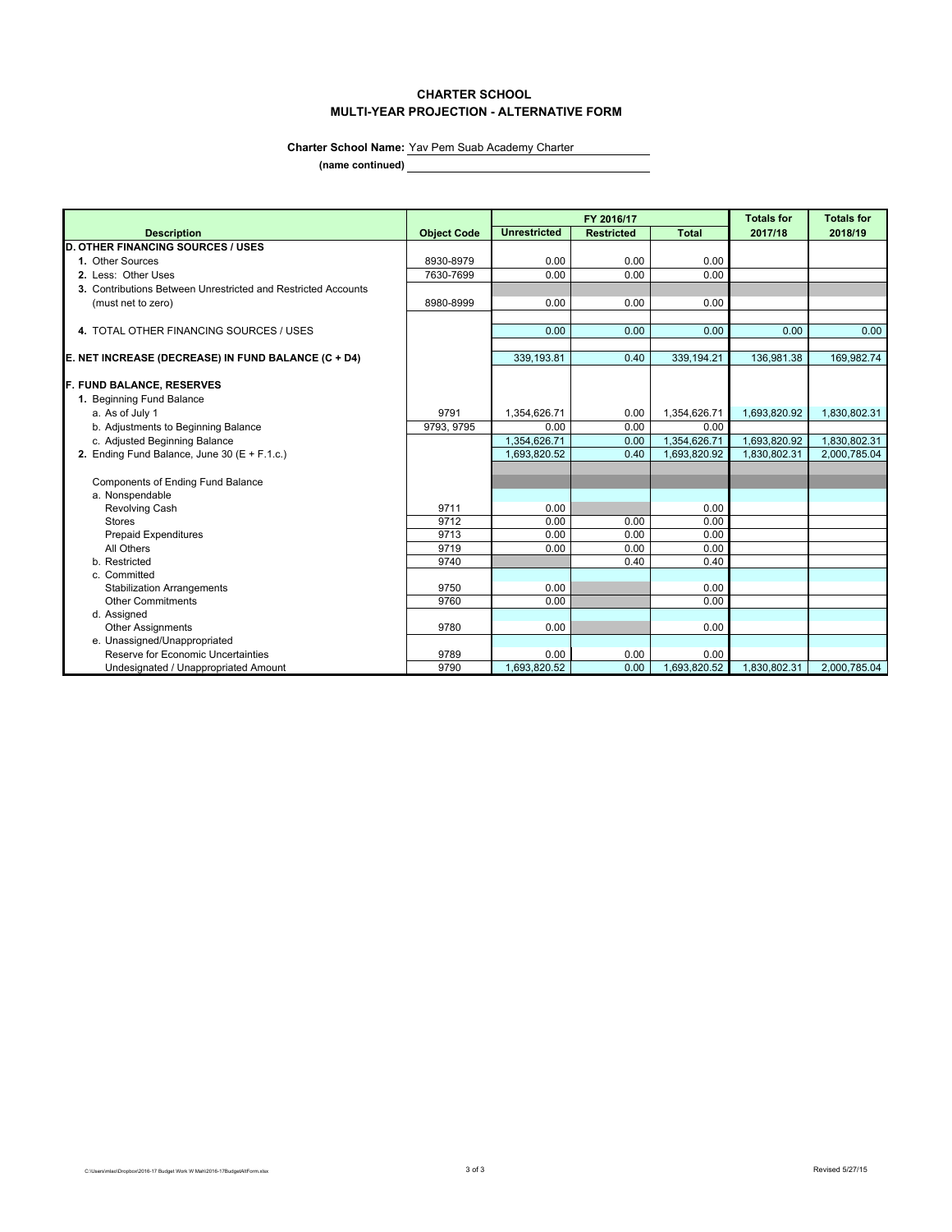# CHARTER SCHOOL
## MULTI-YEAR PROJECTION - ALTERNATIVE FORM

**Charter School Name:** Yav Pem Suab Academy Charter

**(name continued)**

| Description | Object Code | FY 2016/17 Unrestricted | FY 2016/17 Restricted | FY 2016/17 Total | Totals for 2017/18 | Totals for 2018/19 |
|---|---|---|---|---|---|---|
| **D. OTHER FINANCING SOURCES / USES** | | | | | | |
| **1.** Other Sources | 8930-8979 | 0.00 | 0.00 | 0.00 | | |
| **2.** Less: Other Uses | 7630-7699 | 0.00 | 0.00 | 0.00 | | |
| **3.** Contributions Between Unrestricted and Restricted Accounts (must net to zero) | 8980-8999 | 0.00 | 0.00 | 0.00 | | |
| **4.** TOTAL OTHER FINANCING SOURCES / USES | | 0.00 | 0.00 | 0.00 | 0.00 | 0.00 |
| **E. NET INCREASE (DECREASE) IN FUND BALANCE (C + D4)** | | 339,193.81 | 0.40 | 339,194.21 | 136,981.38 | 169,982.74 |
| **F. FUND BALANCE, RESERVES** | | | | | | |
| **1.** Beginning Fund Balance | | | | | | |
| a. As of July 1 | 9791 | 1,354,626.71 | 0.00 | 1,354,626.71 | 1,693,820.92 | 1,830,802.31 |
| b. Adjustments to Beginning Balance | 9793, 9795 | 0.00 | 0.00 | 0.00 | | |
| c. Adjusted Beginning Balance | | 1,354,626.71 | 0.00 | 1,354,626.71 | 1,693,820.92 | 1,830,802.31 |
| **2.** Ending Fund Balance, June 30 (E + F.1.c.) | | 1,693,820.52 | 0.40 | 1,693,820.92 | 1,830,802.31 | 2,000,785.04 |
| Components of Ending Fund Balance | | | | | | |
| a. Nonspendable | | | | | | |
| Revolving Cash | 9711 | 0.00 | | 0.00 | | |
| Stores | 9712 | 0.00 | 0.00 | 0.00 | | |
| Prepaid Expenditures | 9713 | 0.00 | 0.00 | 0.00 | | |
| All Others | 9719 | 0.00 | 0.00 | 0.00 | | |
| b. Restricted | 9740 | | 0.40 | 0.40 | | |
| c. Committed | | | | | | |
| Stabilization Arrangements | 9750 | 0.00 | | 0.00 | | |
| Other Commitments | 9760 | 0.00 | | 0.00 | | |
| d. Assigned | | | | | | |
| Other Assignments | 9780 | 0.00 | | 0.00 | | |
| e. Unassigned/Unappropriated | | | | | | |
| Reserve for Economic Uncertainties | 9789 | 0.00 | 0.00 | 0.00 | | |
| Undesignated / Unappropriated Amount | 9790 | 1,693,820.52 | 0.00 | 1,693,820.52 | 1,830,802.31 | 2,000,785.04 |

C:\Users\mlax\Dropbox\2016-17 Budget Work W Mah\2016-17BudgetAltForm.xlsx

Revised 5/27/15